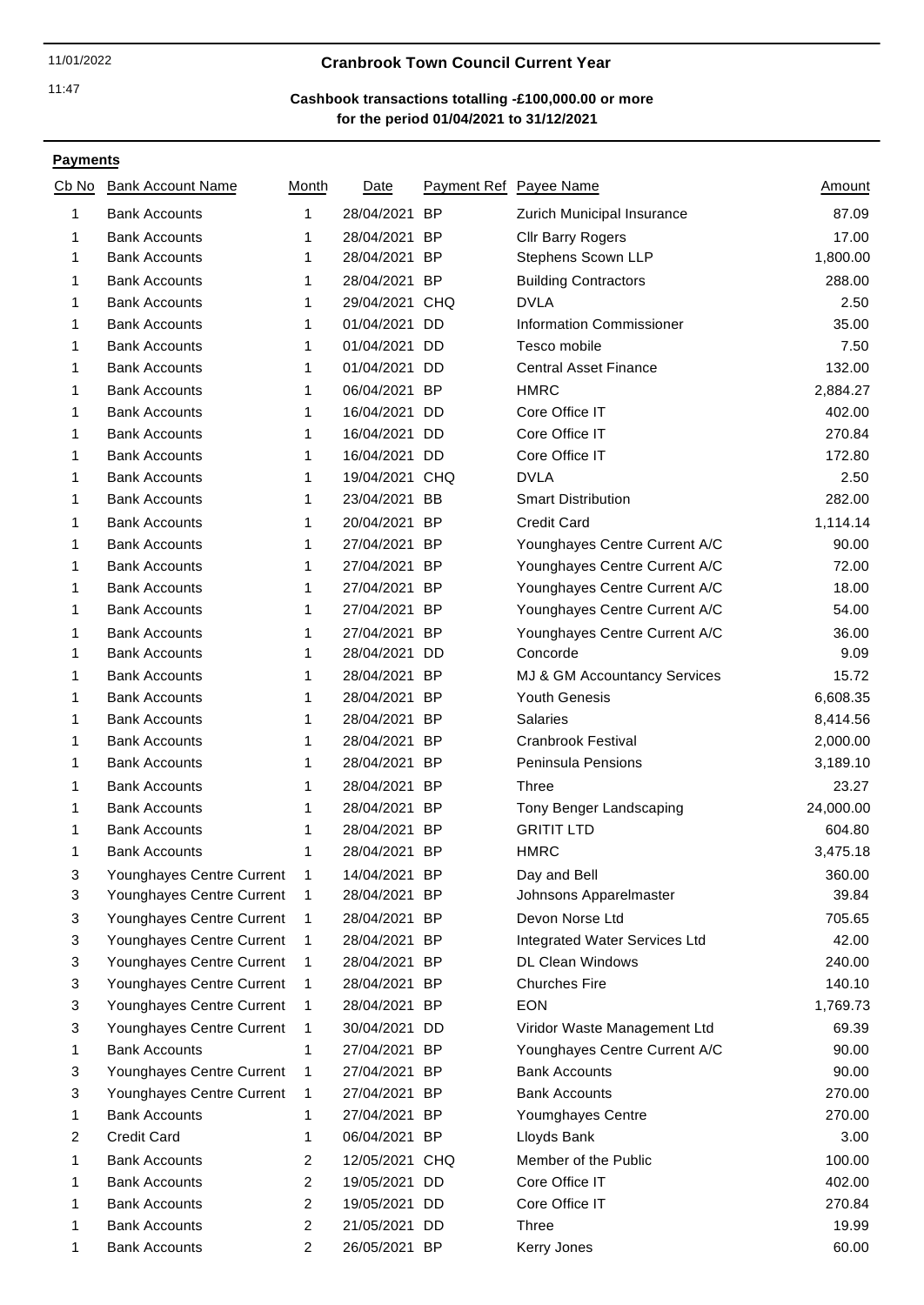## Cranbrook Town Council Current Year

11/01/2022

11:47

**Cashbook transactions totalling -£100,000.00 or more for the period 01/04/2021 to 31/12/2021**

**Payments**

| Cb No | Bank Account Name | Month | Date | Payment Ref | Payee Name | Amount |
|---|---|---|---|---|---|---|
| 1 | Bank Accounts | 1 | 28/04/2021 | BP | Zurich Municipal Insurance | 87.09 |
| 1 | Bank Accounts | 1 | 28/04/2021 | BP | Cllr Barry Rogers | 17.00 |
| 1 | Bank Accounts | 1 | 28/04/2021 | BP | Stephens Scown LLP | 1,800.00 |
| 1 | Bank Accounts | 1 | 28/04/2021 | BP | Building Contractors | 288.00 |
| 1 | Bank Accounts | 1 | 29/04/2021 | CHQ | DVLA | 2.50 |
| 1 | Bank Accounts | 1 | 01/04/2021 | DD | Information Commissioner | 35.00 |
| 1 | Bank Accounts | 1 | 01/04/2021 | DD | Tesco mobile | 7.50 |
| 1 | Bank Accounts | 1 | 01/04/2021 | DD | Central Asset Finance | 132.00 |
| 1 | Bank Accounts | 1 | 06/04/2021 | BP | HMRC | 2,884.27 |
| 1 | Bank Accounts | 1 | 16/04/2021 | DD | Core Office IT | 402.00 |
| 1 | Bank Accounts | 1 | 16/04/2021 | DD | Core Office IT | 270.84 |
| 1 | Bank Accounts | 1 | 16/04/2021 | DD | Core Office IT | 172.80 |
| 1 | Bank Accounts | 1 | 19/04/2021 | CHQ | DVLA | 2.50 |
| 1 | Bank Accounts | 1 | 23/04/2021 | BB | Smart Distribution | 282.00 |
| 1 | Bank Accounts | 1 | 20/04/2021 | BP | Credit Card | 1,114.14 |
| 1 | Bank Accounts | 1 | 27/04/2021 | BP | Younghayes Centre Current A/C | 90.00 |
| 1 | Bank Accounts | 1 | 27/04/2021 | BP | Younghayes Centre Current A/C | 72.00 |
| 1 | Bank Accounts | 1 | 27/04/2021 | BP | Younghayes Centre Current A/C | 18.00 |
| 1 | Bank Accounts | 1 | 27/04/2021 | BP | Younghayes Centre Current A/C | 54.00 |
| 1 | Bank Accounts | 1 | 27/04/2021 | BP | Younghayes Centre Current A/C | 36.00 |
| 1 | Bank Accounts | 1 | 28/04/2021 | DD | Concorde | 9.09 |
| 1 | Bank Accounts | 1 | 28/04/2021 | BP | MJ & GM Accountancy Services | 15.72 |
| 1 | Bank Accounts | 1 | 28/04/2021 | BP | Youth Genesis | 6,608.35 |
| 1 | Bank Accounts | 1 | 28/04/2021 | BP | Salaries | 8,414.56 |
| 1 | Bank Accounts | 1 | 28/04/2021 | BP | Cranbrook Festival | 2,000.00 |
| 1 | Bank Accounts | 1 | 28/04/2021 | BP | Peninsula Pensions | 3,189.10 |
| 1 | Bank Accounts | 1 | 28/04/2021 | BP | Three | 23.27 |
| 1 | Bank Accounts | 1 | 28/04/2021 | BP | Tony Benger Landscaping | 24,000.00 |
| 1 | Bank Accounts | 1 | 28/04/2021 | BP | GRITIT LTD | 604.80 |
| 1 | Bank Accounts | 1 | 28/04/2021 | BP | HMRC | 3,475.18 |
| 3 | Younghayes Centre Current | 1 | 14/04/2021 | BP | Day and Bell | 360.00 |
| 3 | Younghayes Centre Current | 1 | 28/04/2021 | BP | Johnsons Apparelmaster | 39.84 |
| 3 | Younghayes Centre Current | 1 | 28/04/2021 | BP | Devon Norse Ltd | 705.65 |
| 3 | Younghayes Centre Current | 1 | 28/04/2021 | BP | Integrated Water Services Ltd | 42.00 |
| 3 | Younghayes Centre Current | 1 | 28/04/2021 | BP | DL Clean Windows | 240.00 |
| 3 | Younghayes Centre Current | 1 | 28/04/2021 | BP | Churches Fire | 140.10 |
| 3 | Younghayes Centre Current | 1 | 28/04/2021 | BP | EON | 1,769.73 |
| 3 | Younghayes Centre Current | 1 | 30/04/2021 | DD | Viridor Waste Management Ltd | 69.39 |
| 1 | Bank Accounts | 1 | 27/04/2021 | BP | Younghayes Centre Current A/C | 90.00 |
| 3 | Younghayes Centre Current | 1 | 27/04/2021 | BP | Bank Accounts | 90.00 |
| 3 | Younghayes Centre Current | 1 | 27/04/2021 | BP | Bank Accounts | 270.00 |
| 1 | Bank Accounts | 1 | 27/04/2021 | BP | Youmghayes Centre | 270.00 |
| 2 | Credit Card | 1 | 06/04/2021 | BP | Lloyds Bank | 3.00 |
| 1 | Bank Accounts | 2 | 12/05/2021 | CHQ | Member of the Public | 100.00 |
| 1 | Bank Accounts | 2 | 19/05/2021 | DD | Core Office IT | 402.00 |
| 1 | Bank Accounts | 2 | 19/05/2021 | DD | Core Office IT | 270.84 |
| 1 | Bank Accounts | 2 | 21/05/2021 | DD | Three | 19.99 |
| 1 | Bank Accounts | 2 | 26/05/2021 | BP | Kerry Jones | 60.00 |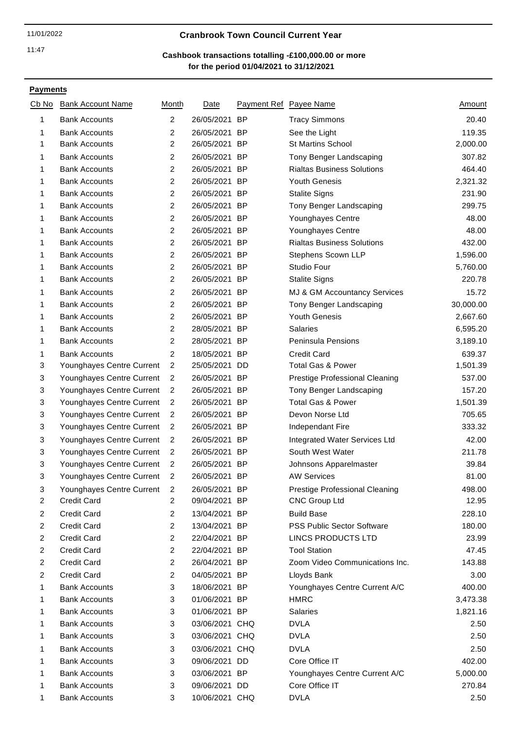11/01/2022

11:47

**Cranbrook Town Council Current Year**

**Cashbook transactions totalling -£100,000.00 or more for the period 01/04/2021 to 31/12/2021**

**Payments**

| Cb No | Bank Account Name | Month | Date | Payment Ref | Payee Name | Amount |
|---|---|---|---|---|---|---|
| 1 | Bank Accounts | 2 | 26/05/2021 | BP | Tracy Simmons | 20.40 |
| 1 | Bank Accounts | 2 | 26/05/2021 | BP | See the Light | 119.35 |
| 1 | Bank Accounts | 2 | 26/05/2021 | BP | St Martins School | 2,000.00 |
| 1 | Bank Accounts | 2 | 26/05/2021 | BP | Tony Benger Landscaping | 307.82 |
| 1 | Bank Accounts | 2 | 26/05/2021 | BP | Rialtas Business Solutions | 464.40 |
| 1 | Bank Accounts | 2 | 26/05/2021 | BP | Youth Genesis | 2,321.32 |
| 1 | Bank Accounts | 2 | 26/05/2021 | BP | Stalite Signs | 231.90 |
| 1 | Bank Accounts | 2 | 26/05/2021 | BP | Tony Benger Landscaping | 299.75 |
| 1 | Bank Accounts | 2 | 26/05/2021 | BP | Younghayes Centre | 48.00 |
| 1 | Bank Accounts | 2 | 26/05/2021 | BP | Younghayes Centre | 48.00 |
| 1 | Bank Accounts | 2 | 26/05/2021 | BP | Rialtas Business Solutions | 432.00 |
| 1 | Bank Accounts | 2 | 26/05/2021 | BP | Stephens Scown LLP | 1,596.00 |
| 1 | Bank Accounts | 2 | 26/05/2021 | BP | Studio Four | 5,760.00 |
| 1 | Bank Accounts | 2 | 26/05/2021 | BP | Stalite Signs | 220.78 |
| 1 | Bank Accounts | 2 | 26/05/2021 | BP | MJ & GM Accountancy Services | 15.72 |
| 1 | Bank Accounts | 2 | 26/05/2021 | BP | Tony Benger Landscaping | 30,000.00 |
| 1 | Bank Accounts | 2 | 26/05/2021 | BP | Youth Genesis | 2,667.60 |
| 1 | Bank Accounts | 2 | 28/05/2021 | BP | Salaries | 6,595.20 |
| 1 | Bank Accounts | 2 | 28/05/2021 | BP | Peninsula Pensions | 3,189.10 |
| 1 | Bank Accounts | 2 | 18/05/2021 | BP | Credit Card | 639.37 |
| 3 | Younghayes Centre Current | 2 | 25/05/2021 | DD | Total Gas & Power | 1,501.39 |
| 3 | Younghayes Centre Current | 2 | 26/05/2021 | BP | Prestige Professional Cleaning | 537.00 |
| 3 | Younghayes Centre Current | 2 | 26/05/2021 | BP | Tony Benger Landscaping | 157.20 |
| 3 | Younghayes Centre Current | 2 | 26/05/2021 | BP | Total Gas & Power | 1,501.39 |
| 3 | Younghayes Centre Current | 2 | 26/05/2021 | BP | Devon Norse Ltd | 705.65 |
| 3 | Younghayes Centre Current | 2 | 26/05/2021 | BP | Independant Fire | 333.32 |
| 3 | Younghayes Centre Current | 2 | 26/05/2021 | BP | Integrated Water Services Ltd | 42.00 |
| 3 | Younghayes Centre Current | 2 | 26/05/2021 | BP | South West Water | 211.78 |
| 3 | Younghayes Centre Current | 2 | 26/05/2021 | BP | Johnsons Apparelmaster | 39.84 |
| 3 | Younghayes Centre Current | 2 | 26/05/2021 | BP | AW Services | 81.00 |
| 3 | Younghayes Centre Current | 2 | 26/05/2021 | BP | Prestige Professional Cleaning | 498.00 |
| 2 | Credit Card | 2 | 09/04/2021 | BP | CNC Group Ltd | 12.95 |
| 2 | Credit Card | 2 | 13/04/2021 | BP | Build Base | 228.10 |
| 2 | Credit Card | 2 | 13/04/2021 | BP | PSS Public Sector Software | 180.00 |
| 2 | Credit Card | 2 | 22/04/2021 | BP | LINCS PRODUCTS LTD | 23.99 |
| 2 | Credit Card | 2 | 22/04/2021 | BP | Tool Station | 47.45 |
| 2 | Credit Card | 2 | 26/04/2021 | BP | Zoom Video Communications Inc. | 143.88 |
| 2 | Credit Card | 2 | 04/05/2021 | BP | Lloyds Bank | 3.00 |
| 1 | Bank Accounts | 3 | 18/06/2021 | BP | Younghayes Centre Current A/C | 400.00 |
| 1 | Bank Accounts | 3 | 01/06/2021 | BP | HMRC | 3,473.38 |
| 1 | Bank Accounts | 3 | 01/06/2021 | BP | Salaries | 1,821.16 |
| 1 | Bank Accounts | 3 | 03/06/2021 | CHQ | DVLA | 2.50 |
| 1 | Bank Accounts | 3 | 03/06/2021 | CHQ | DVLA | 2.50 |
| 1 | Bank Accounts | 3 | 03/06/2021 | CHQ | DVLA | 2.50 |
| 1 | Bank Accounts | 3 | 09/06/2021 | DD | Core Office IT | 402.00 |
| 1 | Bank Accounts | 3 | 03/06/2021 | BP | Younghayes Centre Current A/C | 5,000.00 |
| 1 | Bank Accounts | 3 | 09/06/2021 | DD | Core Office IT | 270.84 |
| 1 | Bank Accounts | 3 | 10/06/2021 | CHQ | DVLA | 2.50 |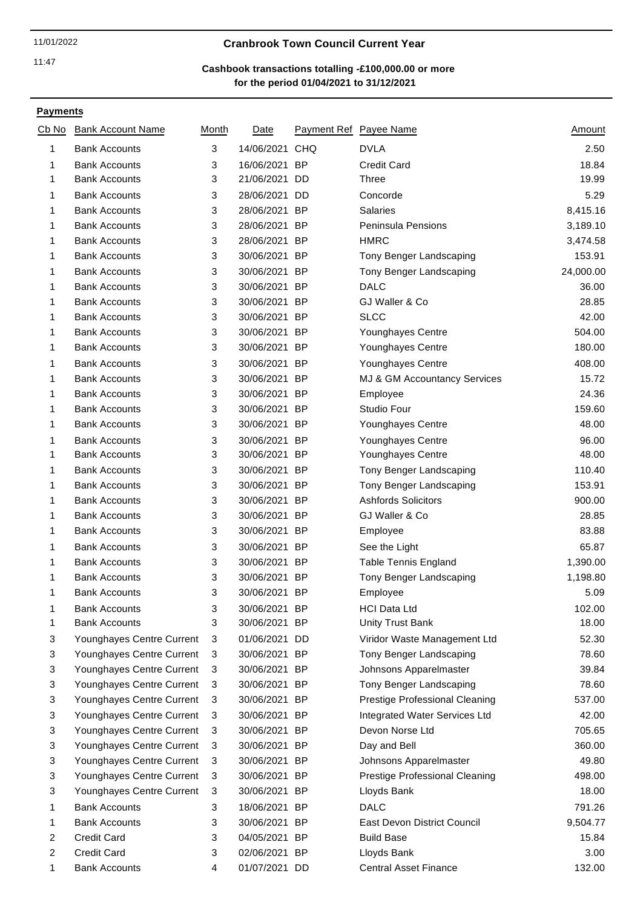## Cranbrook Town Council Current Year

### Cashbook transactions totalling -£100,000.00 or more for the period 01/04/2021 to 31/12/2021

11/01/2022

11:47

**Payments**

| Cb No | Bank Account Name | Month | Date | Payment Ref | Payee Name | Amount |
|---|---|---|---|---|---|---|
| 1 | Bank Accounts | 3 | 14/06/2021 | CHQ | DVLA | 2.50 |
| 1 | Bank Accounts | 3 | 16/06/2021 | BP | Credit Card | 18.84 |
| 1 | Bank Accounts | 3 | 21/06/2021 | DD | Three | 19.99 |
| 1 | Bank Accounts | 3 | 28/06/2021 | DD | Concorde | 5.29 |
| 1 | Bank Accounts | 3 | 28/06/2021 | BP | Salaries | 8,415.16 |
| 1 | Bank Accounts | 3 | 28/06/2021 | BP | Peninsula Pensions | 3,189.10 |
| 1 | Bank Accounts | 3 | 28/06/2021 | BP | HMRC | 3,474.58 |
| 1 | Bank Accounts | 3 | 30/06/2021 | BP | Tony Benger Landscaping | 153.91 |
| 1 | Bank Accounts | 3 | 30/06/2021 | BP | Tony Benger Landscaping | 24,000.00 |
| 1 | Bank Accounts | 3 | 30/06/2021 | BP | DALC | 36.00 |
| 1 | Bank Accounts | 3 | 30/06/2021 | BP | GJ Waller & Co | 28.85 |
| 1 | Bank Accounts | 3 | 30/06/2021 | BP | SLCC | 42.00 |
| 1 | Bank Accounts | 3 | 30/06/2021 | BP | Younghayes Centre | 504.00 |
| 1 | Bank Accounts | 3 | 30/06/2021 | BP | Younghayes Centre | 180.00 |
| 1 | Bank Accounts | 3 | 30/06/2021 | BP | Younghayes Centre | 408.00 |
| 1 | Bank Accounts | 3 | 30/06/2021 | BP | MJ & GM Accountancy Services | 15.72 |
| 1 | Bank Accounts | 3 | 30/06/2021 | BP | Employee | 24.36 |
| 1 | Bank Accounts | 3 | 30/06/2021 | BP | Studio Four | 159.60 |
| 1 | Bank Accounts | 3 | 30/06/2021 | BP | Younghayes Centre | 48.00 |
| 1 | Bank Accounts | 3 | 30/06/2021 | BP | Younghayes Centre | 96.00 |
| 1 | Bank Accounts | 3 | 30/06/2021 | BP | Younghayes Centre | 48.00 |
| 1 | Bank Accounts | 3 | 30/06/2021 | BP | Tony Benger Landscaping | 110.40 |
| 1 | Bank Accounts | 3 | 30/06/2021 | BP | Tony Benger Landscaping | 153.91 |
| 1 | Bank Accounts | 3 | 30/06/2021 | BP | Ashfords Solicitors | 900.00 |
| 1 | Bank Accounts | 3 | 30/06/2021 | BP | GJ Waller & Co | 28.85 |
| 1 | Bank Accounts | 3 | 30/06/2021 | BP | Employee | 83.88 |
| 1 | Bank Accounts | 3 | 30/06/2021 | BP | See the Light | 65.87 |
| 1 | Bank Accounts | 3 | 30/06/2021 | BP | Table Tennis England | 1,390.00 |
| 1 | Bank Accounts | 3 | 30/06/2021 | BP | Tony Benger Landscaping | 1,198.80 |
| 1 | Bank Accounts | 3 | 30/06/2021 | BP | Employee | 5.09 |
| 1 | Bank Accounts | 3 | 30/06/2021 | BP | HCI Data Ltd | 102.00 |
| 1 | Bank Accounts | 3 | 30/06/2021 | BP | Unity Trust Bank | 18.00 |
| 3 | Younghayes Centre Current | 3 | 01/06/2021 | DD | Viridor Waste Management Ltd | 52.30 |
| 3 | Younghayes Centre Current | 3 | 30/06/2021 | BP | Tony Benger Landscaping | 78.60 |
| 3 | Younghayes Centre Current | 3 | 30/06/2021 | BP | Johnsons Apparelmaster | 39.84 |
| 3 | Younghayes Centre Current | 3 | 30/06/2021 | BP | Tony Benger Landscaping | 78.60 |
| 3 | Younghayes Centre Current | 3 | 30/06/2021 | BP | Prestige Professional Cleaning | 537.00 |
| 3 | Younghayes Centre Current | 3 | 30/06/2021 | BP | Integrated Water Services Ltd | 42.00 |
| 3 | Younghayes Centre Current | 3 | 30/06/2021 | BP | Devon Norse Ltd | 705.65 |
| 3 | Younghayes Centre Current | 3 | 30/06/2021 | BP | Day and Bell | 360.00 |
| 3 | Younghayes Centre Current | 3 | 30/06/2021 | BP | Johnsons Apparelmaster | 49.80 |
| 3 | Younghayes Centre Current | 3 | 30/06/2021 | BP | Prestige Professional Cleaning | 498.00 |
| 3 | Younghayes Centre Current | 3 | 30/06/2021 | BP | Lloyds Bank | 18.00 |
| 1 | Bank Accounts | 3 | 18/06/2021 | BP | DALC | 791.26 |
| 1 | Bank Accounts | 3 | 30/06/2021 | BP | East Devon District Council | 9,504.77 |
| 2 | Credit Card | 3 | 04/05/2021 | BP | Build Base | 15.84 |
| 2 | Credit Card | 3 | 02/06/2021 | BP | Lloyds Bank | 3.00 |
| 1 | Bank Accounts | 4 | 01/07/2021 | DD | Central Asset Finance | 132.00 |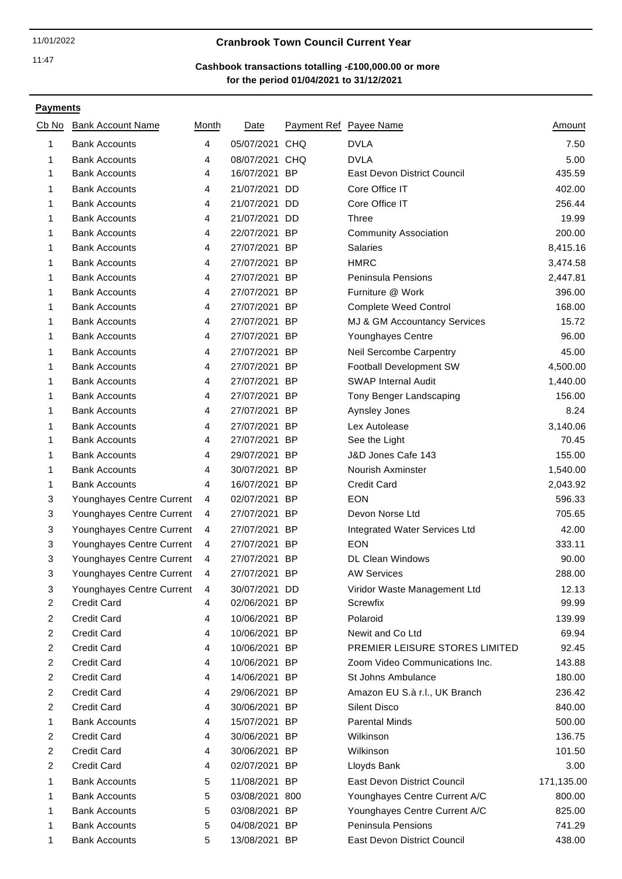11/01/2022

11:47

**Cranbrook Town Council Current Year**

**Cashbook transactions totalling -£100,000.00 or more for the period 01/04/2021 to 31/12/2021**

**Payments**

| Cb No | Bank Account Name | Month | Date | Payment Ref | Payee Name | Amount |
|---|---|---|---|---|---|---|
| 1 | Bank Accounts | 4 | 05/07/2021 | CHQ | DVLA | 7.50 |
| 1 | Bank Accounts | 4 | 08/07/2021 | CHQ | DVLA | 5.00 |
| 1 | Bank Accounts | 4 | 16/07/2021 | BP | East Devon District Council | 435.59 |
| 1 | Bank Accounts | 4 | 21/07/2021 | DD | Core Office IT | 402.00 |
| 1 | Bank Accounts | 4 | 21/07/2021 | DD | Core Office IT | 256.44 |
| 1 | Bank Accounts | 4 | 21/07/2021 | DD | Three | 19.99 |
| 1 | Bank Accounts | 4 | 22/07/2021 | BP | Community Association | 200.00 |
| 1 | Bank Accounts | 4 | 27/07/2021 | BP | Salaries | 8,415.16 |
| 1 | Bank Accounts | 4 | 27/07/2021 | BP | HMRC | 3,474.58 |
| 1 | Bank Accounts | 4 | 27/07/2021 | BP | Peninsula Pensions | 2,447.81 |
| 1 | Bank Accounts | 4 | 27/07/2021 | BP | Furniture @ Work | 396.00 |
| 1 | Bank Accounts | 4 | 27/07/2021 | BP | Complete Weed Control | 168.00 |
| 1 | Bank Accounts | 4 | 27/07/2021 | BP | MJ & GM Accountancy Services | 15.72 |
| 1 | Bank Accounts | 4 | 27/07/2021 | BP | Younghayes Centre | 96.00 |
| 1 | Bank Accounts | 4 | 27/07/2021 | BP | Neil Sercombe Carpentry | 45.00 |
| 1 | Bank Accounts | 4 | 27/07/2021 | BP | Football Development SW | 4,500.00 |
| 1 | Bank Accounts | 4 | 27/07/2021 | BP | SWAP Internal Audit | 1,440.00 |
| 1 | Bank Accounts | 4 | 27/07/2021 | BP | Tony Benger Landscaping | 156.00 |
| 1 | Bank Accounts | 4 | 27/07/2021 | BP | Aynsley Jones | 8.24 |
| 1 | Bank Accounts | 4 | 27/07/2021 | BP | Lex Autolease | 3,140.06 |
| 1 | Bank Accounts | 4 | 27/07/2021 | BP | See the Light | 70.45 |
| 1 | Bank Accounts | 4 | 29/07/2021 | BP | J&D Jones Cafe 143 | 155.00 |
| 1 | Bank Accounts | 4 | 30/07/2021 | BP | Nourish Axminster | 1,540.00 |
| 1 | Bank Accounts | 4 | 16/07/2021 | BP | Credit Card | 2,043.92 |
| 3 | Younghayes Centre Current | 4 | 02/07/2021 | BP | EON | 596.33 |
| 3 | Younghayes Centre Current | 4 | 27/07/2021 | BP | Devon Norse Ltd | 705.65 |
| 3 | Younghayes Centre Current | 4 | 27/07/2021 | BP | Integrated Water Services Ltd | 42.00 |
| 3 | Younghayes Centre Current | 4 | 27/07/2021 | BP | EON | 333.11 |
| 3 | Younghayes Centre Current | 4 | 27/07/2021 | BP | DL Clean Windows | 90.00 |
| 3 | Younghayes Centre Current | 4 | 27/07/2021 | BP | AW Services | 288.00 |
| 3 | Younghayes Centre Current | 4 | 30/07/2021 | DD | Viridor Waste Management Ltd | 12.13 |
| 2 | Credit Card | 4 | 02/06/2021 | BP | Screwfix | 99.99 |
| 2 | Credit Card | 4 | 10/06/2021 | BP | Polaroid | 139.99 |
| 2 | Credit Card | 4 | 10/06/2021 | BP | Newit and Co Ltd | 69.94 |
| 2 | Credit Card | 4 | 10/06/2021 | BP | PREMIER LEISURE STORES LIMITED | 92.45 |
| 2 | Credit Card | 4 | 10/06/2021 | BP | Zoom Video Communications Inc. | 143.88 |
| 2 | Credit Card | 4 | 14/06/2021 | BP | St Johns Ambulance | 180.00 |
| 2 | Credit Card | 4 | 29/06/2021 | BP | Amazon EU S.à r.l., UK Branch | 236.42 |
| 2 | Credit Card | 4 | 30/06/2021 | BP | Silent Disco | 840.00 |
| 1 | Bank Accounts | 4 | 15/07/2021 | BP | Parental Minds | 500.00 |
| 2 | Credit Card | 4 | 30/06/2021 | BP | Wilkinson | 136.75 |
| 2 | Credit Card | 4 | 30/06/2021 | BP | Wilkinson | 101.50 |
| 2 | Credit Card | 4 | 02/07/2021 | BP | Lloyds Bank | 3.00 |
| 1 | Bank Accounts | 5 | 11/08/2021 | BP | East Devon District Council | 171,135.00 |
| 1 | Bank Accounts | 5 | 03/08/2021 | 800 | Younghayes Centre Current A/C | 800.00 |
| 1 | Bank Accounts | 5 | 03/08/2021 | BP | Younghayes Centre Current A/C | 825.00 |
| 1 | Bank Accounts | 5 | 04/08/2021 | BP | Peninsula Pensions | 741.29 |
| 1 | Bank Accounts | 5 | 13/08/2021 | BP | East Devon District Council | 438.00 |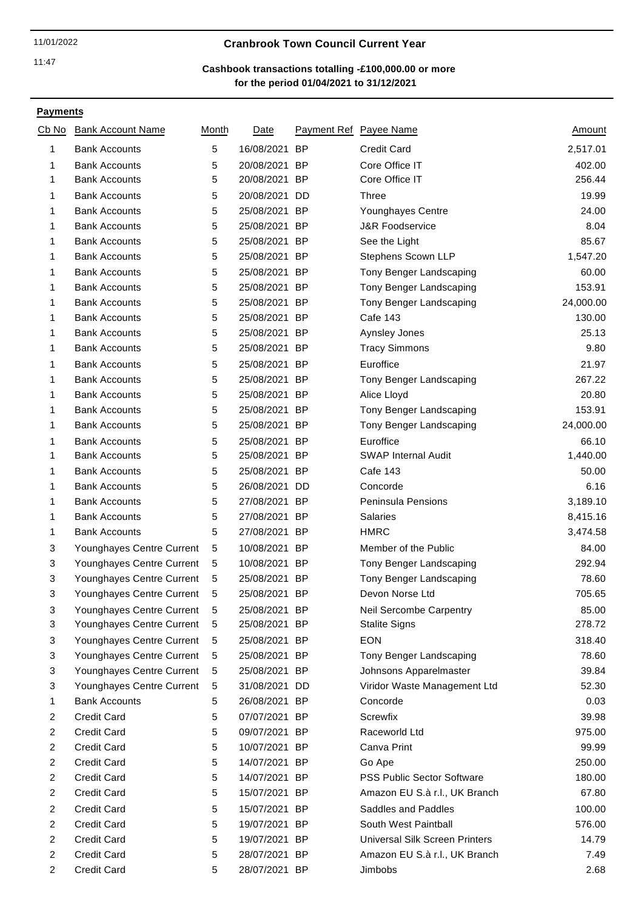## Cranbrook Town Council Current Year

**Cashbook transactions totalling -£100,000.00 or more**
**for the period 01/04/2021 to 31/12/2021**

11/01/2022
11:47

### Payments

| Cb No | Bank Account Name | Month | Date | Payment Ref | Payee Name | Amount |
|---|---|---|---|---|---|---|
| 1 | Bank Accounts | 5 | 16/08/2021 | BP | Credit Card | 2,517.01 |
| 1 | Bank Accounts | 5 | 20/08/2021 | BP | Core Office IT | 402.00 |
| 1 | Bank Accounts | 5 | 20/08/2021 | BP | Core Office IT | 256.44 |
| 1 | Bank Accounts | 5 | 20/08/2021 | DD | Three | 19.99 |
| 1 | Bank Accounts | 5 | 25/08/2021 | BP | Younghayes Centre | 24.00 |
| 1 | Bank Accounts | 5 | 25/08/2021 | BP | J&R Foodservice | 8.04 |
| 1 | Bank Accounts | 5 | 25/08/2021 | BP | See the Light | 85.67 |
| 1 | Bank Accounts | 5 | 25/08/2021 | BP | Stephens Scown LLP | 1,547.20 |
| 1 | Bank Accounts | 5 | 25/08/2021 | BP | Tony Benger Landscaping | 60.00 |
| 1 | Bank Accounts | 5 | 25/08/2021 | BP | Tony Benger Landscaping | 153.91 |
| 1 | Bank Accounts | 5 | 25/08/2021 | BP | Tony Benger Landscaping | 24,000.00 |
| 1 | Bank Accounts | 5 | 25/08/2021 | BP | Cafe 143 | 130.00 |
| 1 | Bank Accounts | 5 | 25/08/2021 | BP | Aynsley Jones | 25.13 |
| 1 | Bank Accounts | 5 | 25/08/2021 | BP | Tracy Simmons | 9.80 |
| 1 | Bank Accounts | 5 | 25/08/2021 | BP | Euroffice | 21.97 |
| 1 | Bank Accounts | 5 | 25/08/2021 | BP | Tony Benger Landscaping | 267.22 |
| 1 | Bank Accounts | 5 | 25/08/2021 | BP | Alice Lloyd | 20.80 |
| 1 | Bank Accounts | 5 | 25/08/2021 | BP | Tony Benger Landscaping | 153.91 |
| 1 | Bank Accounts | 5 | 25/08/2021 | BP | Tony Benger Landscaping | 24,000.00 |
| 1 | Bank Accounts | 5 | 25/08/2021 | BP | Euroffice | 66.10 |
| 1 | Bank Accounts | 5 | 25/08/2021 | BP | SWAP Internal Audit | 1,440.00 |
| 1 | Bank Accounts | 5 | 25/08/2021 | BP | Cafe 143 | 50.00 |
| 1 | Bank Accounts | 5 | 26/08/2021 | DD | Concorde | 6.16 |
| 1 | Bank Accounts | 5 | 27/08/2021 | BP | Peninsula Pensions | 3,189.10 |
| 1 | Bank Accounts | 5 | 27/08/2021 | BP | Salaries | 8,415.16 |
| 1 | Bank Accounts | 5 | 27/08/2021 | BP | HMRC | 3,474.58 |
| 3 | Younghayes Centre Current | 5 | 10/08/2021 | BP | Member of the Public | 84.00 |
| 3 | Younghayes Centre Current | 5 | 10/08/2021 | BP | Tony Benger Landscaping | 292.94 |
| 3 | Younghayes Centre Current | 5 | 25/08/2021 | BP | Tony Benger Landscaping | 78.60 |
| 3 | Younghayes Centre Current | 5 | 25/08/2021 | BP | Devon Norse Ltd | 705.65 |
| 3 | Younghayes Centre Current | 5 | 25/08/2021 | BP | Neil Sercombe Carpentry | 85.00 |
| 3 | Younghayes Centre Current | 5 | 25/08/2021 | BP | Stalite Signs | 278.72 |
| 3 | Younghayes Centre Current | 5 | 25/08/2021 | BP | EON | 318.40 |
| 3 | Younghayes Centre Current | 5 | 25/08/2021 | BP | Tony Benger Landscaping | 78.60 |
| 3 | Younghayes Centre Current | 5 | 25/08/2021 | BP | Johnsons Apparelmaster | 39.84 |
| 3 | Younghayes Centre Current | 5 | 31/08/2021 | DD | Viridor Waste Management Ltd | 52.30 |
| 1 | Bank Accounts | 5 | 26/08/2021 | BP | Concorde | 0.03 |
| 2 | Credit Card | 5 | 07/07/2021 | BP | Screwfix | 39.98 |
| 2 | Credit Card | 5 | 09/07/2021 | BP | Raceworld Ltd | 975.00 |
| 2 | Credit Card | 5 | 10/07/2021 | BP | Canva Print | 99.99 |
| 2 | Credit Card | 5 | 14/07/2021 | BP | Go Ape | 250.00 |
| 2 | Credit Card | 5 | 14/07/2021 | BP | PSS Public Sector Software | 180.00 |
| 2 | Credit Card | 5 | 15/07/2021 | BP | Amazon EU S.à r.l., UK Branch | 67.80 |
| 2 | Credit Card | 5 | 15/07/2021 | BP | Saddles and Paddles | 100.00 |
| 2 | Credit Card | 5 | 19/07/2021 | BP | South West Paintball | 576.00 |
| 2 | Credit Card | 5 | 19/07/2021 | BP | Universal Silk Screen Printers | 14.79 |
| 2 | Credit Card | 5 | 28/07/2021 | BP | Amazon EU S.à r.l., UK Branch | 7.49 |
| 2 | Credit Card | 5 | 28/07/2021 | BP | Jimbobs | 2.68 |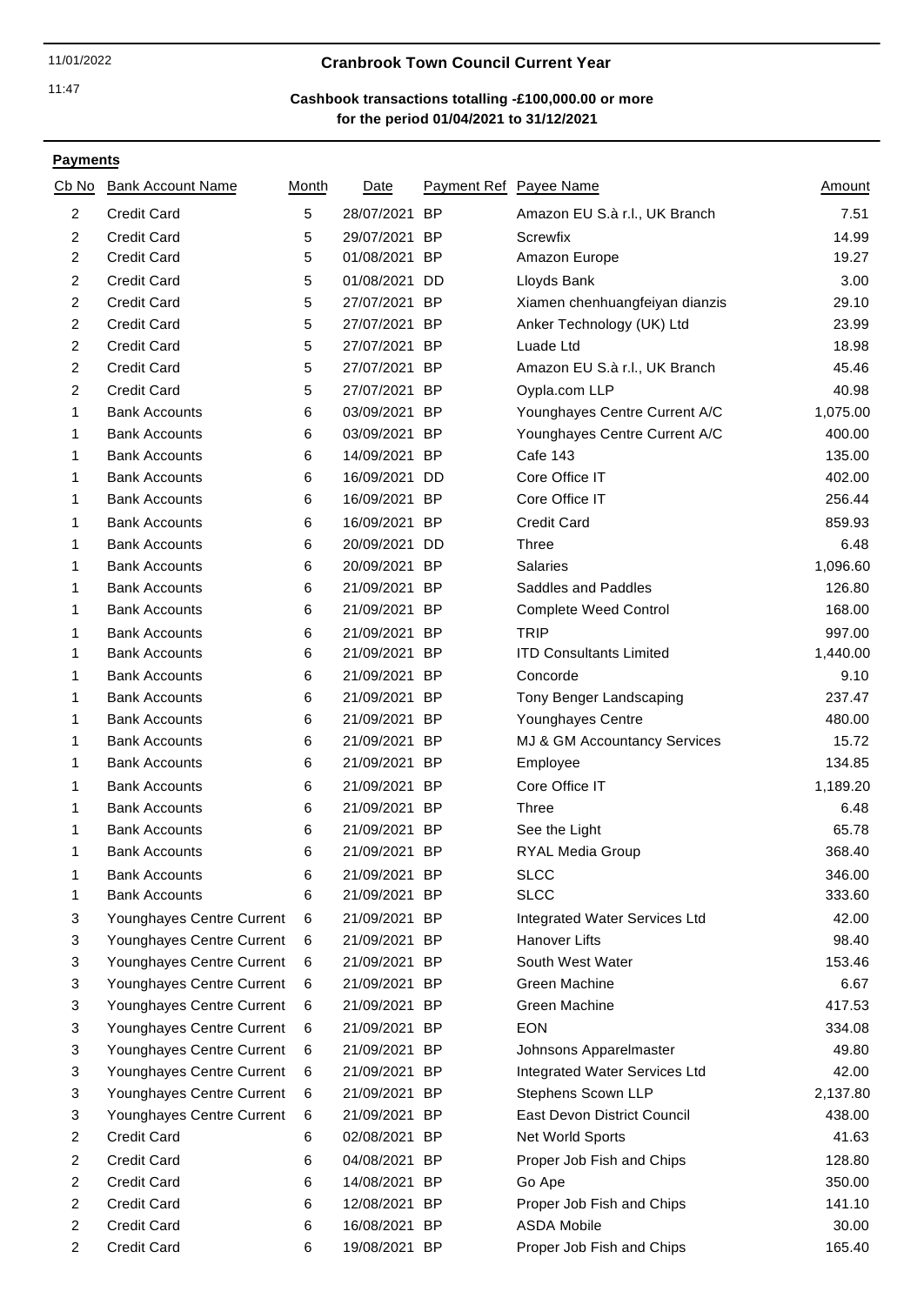**Cranbrook Town Council Current Year**

**Cashbook transactions totalling -£100,000.00 or more**
**for the period 01/04/2021 to 31/12/2021**

**Payments**

| Cb No | Bank Account Name | Month | Date | Payment Ref | Payee Name | Amount |
|---|---|---|---|---|---|---|
| 2 | Credit Card | 5 | 28/07/2021 | BP | Amazon EU S.à r.l., UK Branch | 7.51 |
| 2 | Credit Card | 5 | 29/07/2021 | BP | Screwfix | 14.99 |
| 2 | Credit Card | 5 | 01/08/2021 | BP | Amazon Europe | 19.27 |
| 2 | Credit Card | 5 | 01/08/2021 | DD | Lloyds Bank | 3.00 |
| 2 | Credit Card | 5 | 27/07/2021 | BP | Xiamen chenhuangfeiyan dianzis | 29.10 |
| 2 | Credit Card | 5 | 27/07/2021 | BP | Anker Technology (UK) Ltd | 23.99 |
| 2 | Credit Card | 5 | 27/07/2021 | BP | Luade Ltd | 18.98 |
| 2 | Credit Card | 5 | 27/07/2021 | BP | Amazon EU S.à r.l., UK Branch | 45.46 |
| 2 | Credit Card | 5 | 27/07/2021 | BP | Oypla.com LLP | 40.98 |
| 1 | Bank Accounts | 6 | 03/09/2021 | BP | Younghayes Centre Current A/C | 1,075.00 |
| 1 | Bank Accounts | 6 | 03/09/2021 | BP | Younghayes Centre Current A/C | 400.00 |
| 1 | Bank Accounts | 6 | 14/09/2021 | BP | Cafe 143 | 135.00 |
| 1 | Bank Accounts | 6 | 16/09/2021 | DD | Core Office IT | 402.00 |
| 1 | Bank Accounts | 6 | 16/09/2021 | BP | Core Office IT | 256.44 |
| 1 | Bank Accounts | 6 | 16/09/2021 | BP | Credit Card | 859.93 |
| 1 | Bank Accounts | 6 | 20/09/2021 | DD | Three | 6.48 |
| 1 | Bank Accounts | 6 | 20/09/2021 | BP | Salaries | 1,096.60 |
| 1 | Bank Accounts | 6 | 21/09/2021 | BP | Saddles and Paddles | 126.80 |
| 1 | Bank Accounts | 6 | 21/09/2021 | BP | Complete Weed Control | 168.00 |
| 1 | Bank Accounts | 6 | 21/09/2021 | BP | TRIP | 997.00 |
| 1 | Bank Accounts | 6 | 21/09/2021 | BP | ITD Consultants Limited | 1,440.00 |
| 1 | Bank Accounts | 6 | 21/09/2021 | BP | Concorde | 9.10 |
| 1 | Bank Accounts | 6 | 21/09/2021 | BP | Tony Benger Landscaping | 237.47 |
| 1 | Bank Accounts | 6 | 21/09/2021 | BP | Younghayes Centre | 480.00 |
| 1 | Bank Accounts | 6 | 21/09/2021 | BP | MJ & GM Accountancy Services | 15.72 |
| 1 | Bank Accounts | 6 | 21/09/2021 | BP | Employee | 134.85 |
| 1 | Bank Accounts | 6 | 21/09/2021 | BP | Core Office IT | 1,189.20 |
| 1 | Bank Accounts | 6 | 21/09/2021 | BP | Three | 6.48 |
| 1 | Bank Accounts | 6 | 21/09/2021 | BP | See the Light | 65.78 |
| 1 | Bank Accounts | 6 | 21/09/2021 | BP | RYAL Media Group | 368.40 |
| 1 | Bank Accounts | 6 | 21/09/2021 | BP | SLCC | 346.00 |
| 1 | Bank Accounts | 6 | 21/09/2021 | BP | SLCC | 333.60 |
| 3 | Younghayes Centre Current | 6 | 21/09/2021 | BP | Integrated Water Services Ltd | 42.00 |
| 3 | Younghayes Centre Current | 6 | 21/09/2021 | BP | Hanover Lifts | 98.40 |
| 3 | Younghayes Centre Current | 6 | 21/09/2021 | BP | South West Water | 153.46 |
| 3 | Younghayes Centre Current | 6 | 21/09/2021 | BP | Green Machine | 6.67 |
| 3 | Younghayes Centre Current | 6 | 21/09/2021 | BP | Green Machine | 417.53 |
| 3 | Younghayes Centre Current | 6 | 21/09/2021 | BP | EON | 334.08 |
| 3 | Younghayes Centre Current | 6 | 21/09/2021 | BP | Johnsons Apparelmaster | 49.80 |
| 3 | Younghayes Centre Current | 6 | 21/09/2021 | BP | Integrated Water Services Ltd | 42.00 |
| 3 | Younghayes Centre Current | 6 | 21/09/2021 | BP | Stephens Scown LLP | 2,137.80 |
| 3 | Younghayes Centre Current | 6 | 21/09/2021 | BP | East Devon District Council | 438.00 |
| 2 | Credit Card | 6 | 02/08/2021 | BP | Net World Sports | 41.63 |
| 2 | Credit Card | 6 | 04/08/2021 | BP | Proper Job Fish and Chips | 128.80 |
| 2 | Credit Card | 6 | 14/08/2021 | BP | Go Ape | 350.00 |
| 2 | Credit Card | 6 | 12/08/2021 | BP | Proper Job Fish and Chips | 141.10 |
| 2 | Credit Card | 6 | 16/08/2021 | BP | ASDA Mobile | 30.00 |
| 2 | Credit Card | 6 | 19/08/2021 | BP | Proper Job Fish and Chips | 165.40 |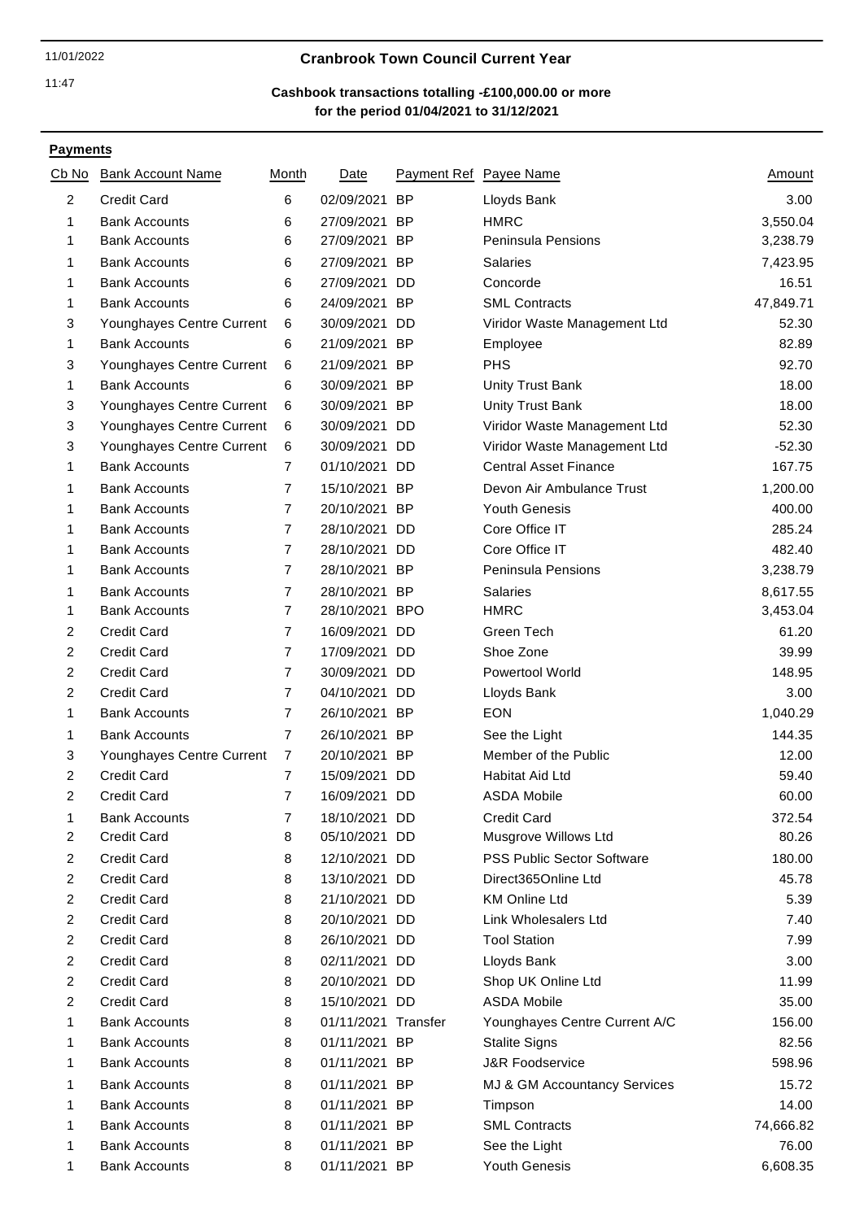11/01/2022

11:47

# Cranbrook Town Council Current Year

**Cashbook transactions totalling -£100,000.00 or more for the period 01/04/2021 to 31/12/2021**

**Payments**

| Cb No | Bank Account Name | Month | Date | Payment Ref | Payee Name | Amount |
|---|---|---|---|---|---|---|
| 2 | Credit Card | 6 | 02/09/2021 | BP | Lloyds Bank | 3.00 |
| 1 | Bank Accounts | 6 | 27/09/2021 | BP | HMRC | 3,550.04 |
| 1 | Bank Accounts | 6 | 27/09/2021 | BP | Peninsula Pensions | 3,238.79 |
| 1 | Bank Accounts | 6 | 27/09/2021 | BP | Salaries | 7,423.95 |
| 1 | Bank Accounts | 6 | 27/09/2021 | DD | Concorde | 16.51 |
| 1 | Bank Accounts | 6 | 24/09/2021 | BP | SML Contracts | 47,849.71 |
| 3 | Younghayes Centre Current | 6 | 30/09/2021 | DD | Viridor Waste Management Ltd | 52.30 |
| 1 | Bank Accounts | 6 | 21/09/2021 | BP | Employee | 82.89 |
| 3 | Younghayes Centre Current | 6 | 21/09/2021 | BP | PHS | 92.70 |
| 1 | Bank Accounts | 6 | 30/09/2021 | BP | Unity Trust Bank | 18.00 |
| 3 | Younghayes Centre Current | 6 | 30/09/2021 | BP | Unity Trust Bank | 18.00 |
| 3 | Younghayes Centre Current | 6 | 30/09/2021 | DD | Viridor Waste Management Ltd | 52.30 |
| 3 | Younghayes Centre Current | 6 | 30/09/2021 | DD | Viridor Waste Management Ltd | -52.30 |
| 1 | Bank Accounts | 7 | 01/10/2021 | DD | Central Asset Finance | 167.75 |
| 1 | Bank Accounts | 7 | 15/10/2021 | BP | Devon Air Ambulance Trust | 1,200.00 |
| 1 | Bank Accounts | 7 | 20/10/2021 | BP | Youth Genesis | 400.00 |
| 1 | Bank Accounts | 7 | 28/10/2021 | DD | Core Office IT | 285.24 |
| 1 | Bank Accounts | 7 | 28/10/2021 | DD | Core Office IT | 482.40 |
| 1 | Bank Accounts | 7 | 28/10/2021 | BP | Peninsula Pensions | 3,238.79 |
| 1 | Bank Accounts | 7 | 28/10/2021 | BP | Salaries | 8,617.55 |
| 1 | Bank Accounts | 7 | 28/10/2021 | BPO | HMRC | 3,453.04 |
| 2 | Credit Card | 7 | 16/09/2021 | DD | Green Tech | 61.20 |
| 2 | Credit Card | 7 | 17/09/2021 | DD | Shoe Zone | 39.99 |
| 2 | Credit Card | 7 | 30/09/2021 | DD | Powertool World | 148.95 |
| 2 | Credit Card | 7 | 04/10/2021 | DD | Lloyds Bank | 3.00 |
| 1 | Bank Accounts | 7 | 26/10/2021 | BP | EON | 1,040.29 |
| 1 | Bank Accounts | 7 | 26/10/2021 | BP | See the Light | 144.35 |
| 3 | Younghayes Centre Current | 7 | 20/10/2021 | BP | Member of the Public | 12.00 |
| 2 | Credit Card | 7 | 15/09/2021 | DD | Habitat Aid Ltd | 59.40 |
| 2 | Credit Card | 7 | 16/09/2021 | DD | ASDA Mobile | 60.00 |
| 1 | Bank Accounts | 7 | 18/10/2021 | DD | Credit Card | 372.54 |
| 2 | Credit Card | 8 | 05/10/2021 | DD | Musgrove Willows Ltd | 80.26 |
| 2 | Credit Card | 8 | 12/10/2021 | DD | PSS Public Sector Software | 180.00 |
| 2 | Credit Card | 8 | 13/10/2021 | DD | Direct365Online Ltd | 45.78 |
| 2 | Credit Card | 8 | 21/10/2021 | DD | KM Online Ltd | 5.39 |
| 2 | Credit Card | 8 | 20/10/2021 | DD | Link Wholesalers Ltd | 7.40 |
| 2 | Credit Card | 8 | 26/10/2021 | DD | Tool Station | 7.99 |
| 2 | Credit Card | 8 | 02/11/2021 | DD | Lloyds Bank | 3.00 |
| 2 | Credit Card | 8 | 20/10/2021 | DD | Shop UK Online Ltd | 11.99 |
| 2 | Credit Card | 8 | 15/10/2021 | DD | ASDA Mobile | 35.00 |
| 1 | Bank Accounts | 8 | 01/11/2021 | Transfer | Younghayes Centre Current A/C | 156.00 |
| 1 | Bank Accounts | 8 | 01/11/2021 | BP | Stalite Signs | 82.56 |
| 1 | Bank Accounts | 8 | 01/11/2021 | BP | J&R Foodservice | 598.96 |
| 1 | Bank Accounts | 8 | 01/11/2021 | BP | MJ & GM Accountancy Services | 15.72 |
| 1 | Bank Accounts | 8 | 01/11/2021 | BP | Timpson | 14.00 |
| 1 | Bank Accounts | 8 | 01/11/2021 | BP | SML Contracts | 74,666.82 |
| 1 | Bank Accounts | 8 | 01/11/2021 | BP | See the Light | 76.00 |
| 1 | Bank Accounts | 8 | 01/11/2021 | BP | Youth Genesis | 6,608.35 |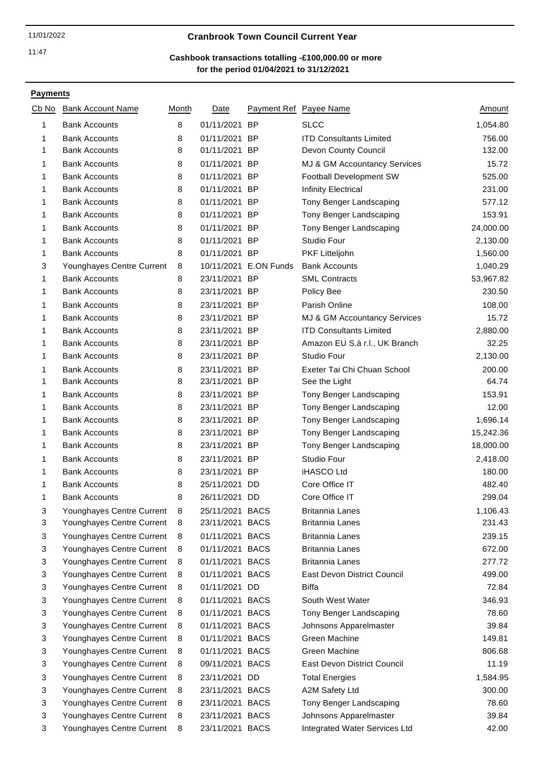## Cranbrook Town Council Current Year

**Cashbook transactions totalling -£100,000.00 or more**
**for the period 01/04/2021 to 31/12/2021**

**Payments**

| Cb No | Bank Account Name | Month | Date | Payment Ref | Payee Name | Amount |
|---|---|---|---|---|---|---|
| 1 | Bank Accounts | 8 | 01/11/2021 | BP | SLCC | 1,054.80 |
| 1 | Bank Accounts | 8 | 01/11/2021 | BP | ITD Consultants Limited | 756.00 |
| 1 | Bank Accounts | 8 | 01/11/2021 | BP | Devon County Council | 132.00 |
| 1 | Bank Accounts | 8 | 01/11/2021 | BP | MJ & GM Accountancy Services | 15.72 |
| 1 | Bank Accounts | 8 | 01/11/2021 | BP | Football Development SW | 525.00 |
| 1 | Bank Accounts | 8 | 01/11/2021 | BP | Infinity Electrical | 231.00 |
| 1 | Bank Accounts | 8 | 01/11/2021 | BP | Tony Benger Landscaping | 577.12 |
| 1 | Bank Accounts | 8 | 01/11/2021 | BP | Tony Benger Landscaping | 153.91 |
| 1 | Bank Accounts | 8 | 01/11/2021 | BP | Tony Benger Landscaping | 24,000.00 |
| 1 | Bank Accounts | 8 | 01/11/2021 | BP | Studio Four | 2,130.00 |
| 1 | Bank Accounts | 8 | 01/11/2021 | BP | PKF Littlejohn | 1,560.00 |
| 3 | Younghayes Centre Current | 8 | 10/11/2021 | E.ON Funds | Bank Accounts | 1,040.29 |
| 1 | Bank Accounts | 8 | 23/11/2021 | BP | SML Contracts | 53,967.82 |
| 1 | Bank Accounts | 8 | 23/11/2021 | BP | Policy Bee | 230.50 |
| 1 | Bank Accounts | 8 | 23/11/2021 | BP | Parish Online | 108.00 |
| 1 | Bank Accounts | 8 | 23/11/2021 | BP | MJ & GM Accountancy Services | 15.72 |
| 1 | Bank Accounts | 8 | 23/11/2021 | BP | ITD Consultants Limited | 2,880.00 |
| 1 | Bank Accounts | 8 | 23/11/2021 | BP | Amazon EU S.à r.l., UK Branch | 32.25 |
| 1 | Bank Accounts | 8 | 23/11/2021 | BP | Studio Four | 2,130.00 |
| 1 | Bank Accounts | 8 | 23/11/2021 | BP | Exeter Tai Chi Chuan School | 200.00 |
| 1 | Bank Accounts | 8 | 23/11/2021 | BP | See the Light | 64.74 |
| 1 | Bank Accounts | 8 | 23/11/2021 | BP | Tony Benger Landscaping | 153.91 |
| 1 | Bank Accounts | 8 | 23/11/2021 | BP | Tony Benger Landscaping | 12.00 |
| 1 | Bank Accounts | 8 | 23/11/2021 | BP | Tony Benger Landscaping | 1,696.14 |
| 1 | Bank Accounts | 8 | 23/11/2021 | BP | Tony Benger Landscaping | 15,242.36 |
| 1 | Bank Accounts | 8 | 23/11/2021 | BP | Tony Benger Landscaping | 18,000.00 |
| 1 | Bank Accounts | 8 | 23/11/2021 | BP | Studio Four | 2,418.00 |
| 1 | Bank Accounts | 8 | 23/11/2021 | BP | iHASCO Ltd | 180.00 |
| 1 | Bank Accounts | 8 | 25/11/2021 | DD | Core Office IT | 482.40 |
| 1 | Bank Accounts | 8 | 26/11/2021 | DD | Core Office IT | 299.04 |
| 3 | Younghayes Centre Current | 8 | 25/11/2021 | BACS | Britannia Lanes | 1,106.43 |
| 3 | Younghayes Centre Current | 8 | 23/11/2021 | BACS | Britannia Lanes | 231.43 |
| 3 | Younghayes Centre Current | 8 | 01/11/2021 | BACS | Britannia Lanes | 239.15 |
| 3 | Younghayes Centre Current | 8 | 01/11/2021 | BACS | Britannia Lanes | 672.00 |
| 3 | Younghayes Centre Current | 8 | 01/11/2021 | BACS | Britannia Lanes | 277.72 |
| 3 | Younghayes Centre Current | 8 | 01/11/2021 | BACS | East Devon District Council | 499.00 |
| 3 | Younghayes Centre Current | 8 | 01/11/2021 | DD | Biffa | 72.84 |
| 3 | Younghayes Centre Current | 8 | 01/11/2021 | BACS | South West Water | 346.93 |
| 3 | Younghayes Centre Current | 8 | 01/11/2021 | BACS | Tony Benger Landscaping | 78.60 |
| 3 | Younghayes Centre Current | 8 | 01/11/2021 | BACS | Johnsons Apparelmaster | 39.84 |
| 3 | Younghayes Centre Current | 8 | 01/11/2021 | BACS | Green Machine | 149.81 |
| 3 | Younghayes Centre Current | 8 | 01/11/2021 | BACS | Green Machine | 806.68 |
| 3 | Younghayes Centre Current | 8 | 09/11/2021 | BACS | East Devon District Council | 11.19 |
| 3 | Younghayes Centre Current | 8 | 23/11/2021 | DD | Total Energies | 1,584.95 |
| 3 | Younghayes Centre Current | 8 | 23/11/2021 | BACS | A2M Safety Ltd | 300.00 |
| 3 | Younghayes Centre Current | 8 | 23/11/2021 | BACS | Tony Benger Landscaping | 78.60 |
| 3 | Younghayes Centre Current | 8 | 23/11/2021 | BACS | Johnsons Apparelmaster | 39.84 |
| 3 | Younghayes Centre Current | 8 | 23/11/2021 | BACS | Integrated Water Services Ltd | 42.00 |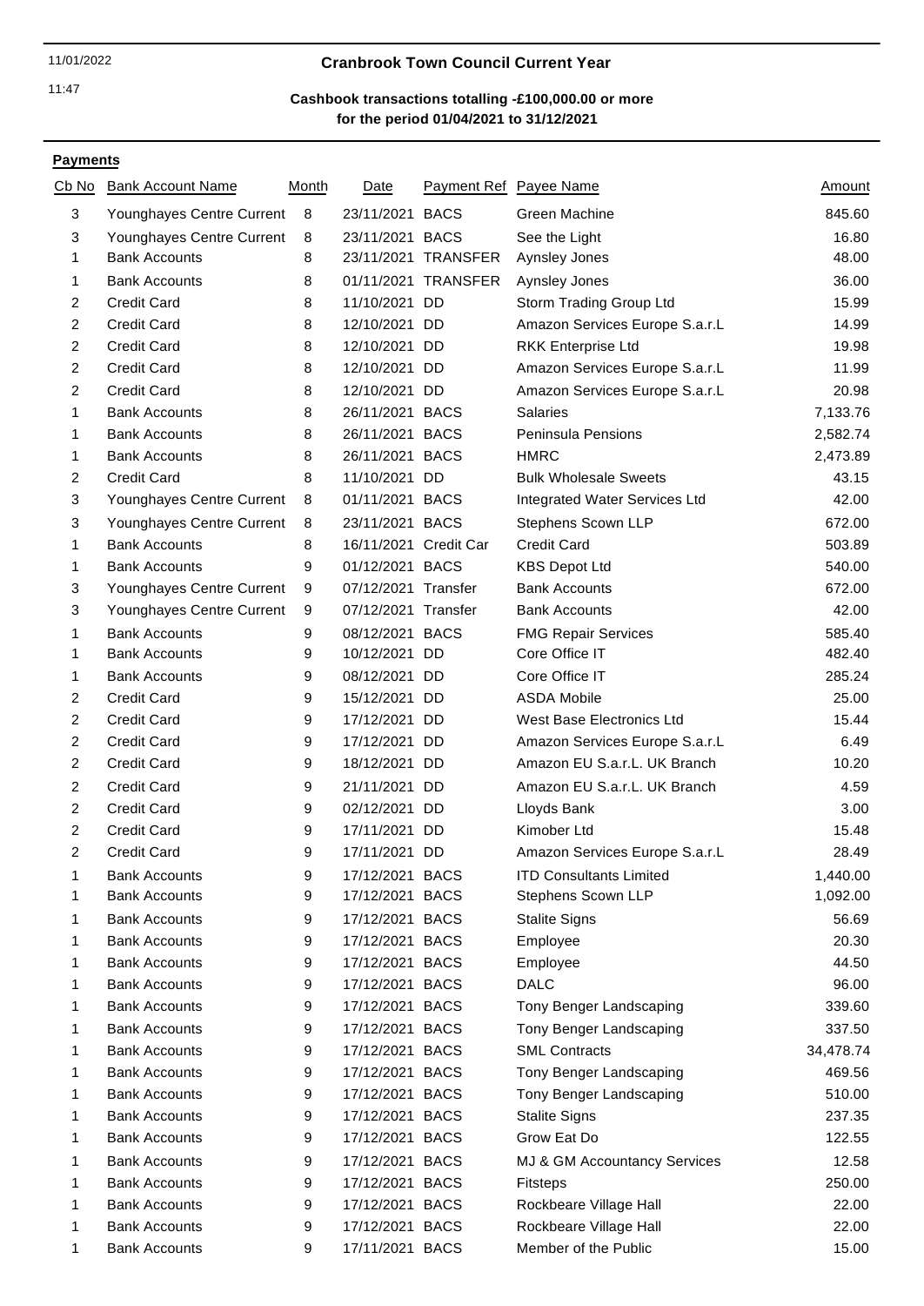11/01/2022

11:47

## Cranbrook Town Council Current Year

### Cashbook transactions totalling -£100,000.00 or more for the period 01/04/2021 to 31/12/2021

**Payments**

| Cb No | Bank Account Name | Month | Date | Payment Ref | Payee Name | Amount |
|---|---|---|---|---|---|---|
| 3 | Younghayes Centre Current | 8 | 23/11/2021 | BACS | Green Machine | 845.60 |
| 3 | Younghayes Centre Current | 8 | 23/11/2021 | BACS | See the Light | 16.80 |
| 1 | Bank Accounts | 8 | 23/11/2021 | TRANSFER | Aynsley Jones | 48.00 |
| 1 | Bank Accounts | 8 | 01/11/2021 | TRANSFER | Aynsley Jones | 36.00 |
| 2 | Credit Card | 8 | 11/10/2021 | DD | Storm Trading Group Ltd | 15.99 |
| 2 | Credit Card | 8 | 12/10/2021 | DD | Amazon Services Europe S.a.r.L | 14.99 |
| 2 | Credit Card | 8 | 12/10/2021 | DD | RKK Enterprise Ltd | 19.98 |
| 2 | Credit Card | 8 | 12/10/2021 | DD | Amazon Services Europe S.a.r.L | 11.99 |
| 2 | Credit Card | 8 | 12/10/2021 | DD | Amazon Services Europe S.a.r.L | 20.98 |
| 1 | Bank Accounts | 8 | 26/11/2021 | BACS | Salaries | 7,133.76 |
| 1 | Bank Accounts | 8 | 26/11/2021 | BACS | Peninsula Pensions | 2,582.74 |
| 1 | Bank Accounts | 8 | 26/11/2021 | BACS | HMRC | 2,473.89 |
| 2 | Credit Card | 8 | 11/10/2021 | DD | Bulk Wholesale Sweets | 43.15 |
| 3 | Younghayes Centre Current | 8 | 01/11/2021 | BACS | Integrated Water Services Ltd | 42.00 |
| 3 | Younghayes Centre Current | 8 | 23/11/2021 | BACS | Stephens Scown LLP | 672.00 |
| 1 | Bank Accounts | 8 | 16/11/2021 | Credit Car | Credit Card | 503.89 |
| 1 | Bank Accounts | 9 | 01/12/2021 | BACS | KBS Depot Ltd | 540.00 |
| 3 | Younghayes Centre Current | 9 | 07/12/2021 | Transfer | Bank Accounts | 672.00 |
| 3 | Younghayes Centre Current | 9 | 07/12/2021 | Transfer | Bank Accounts | 42.00 |
| 1 | Bank Accounts | 9 | 08/12/2021 | BACS | FMG Repair Services | 585.40 |
| 1 | Bank Accounts | 9 | 10/12/2021 | DD | Core Office IT | 482.40 |
| 1 | Bank Accounts | 9 | 08/12/2021 | DD | Core Office IT | 285.24 |
| 2 | Credit Card | 9 | 15/12/2021 | DD | ASDA Mobile | 25.00 |
| 2 | Credit Card | 9 | 17/12/2021 | DD | West Base Electronics Ltd | 15.44 |
| 2 | Credit Card | 9 | 17/12/2021 | DD | Amazon Services Europe S.a.r.L | 6.49 |
| 2 | Credit Card | 9 | 18/12/2021 | DD | Amazon EU S.a.r.L. UK Branch | 10.20 |
| 2 | Credit Card | 9 | 21/11/2021 | DD | Amazon EU S.a.r.L. UK Branch | 4.59 |
| 2 | Credit Card | 9 | 02/12/2021 | DD | Lloyds Bank | 3.00 |
| 2 | Credit Card | 9 | 17/11/2021 | DD | Kimober Ltd | 15.48 |
| 2 | Credit Card | 9 | 17/11/2021 | DD | Amazon Services Europe S.a.r.L | 28.49 |
| 1 | Bank Accounts | 9 | 17/12/2021 | BACS | ITD Consultants Limited | 1,440.00 |
| 1 | Bank Accounts | 9 | 17/12/2021 | BACS | Stephens Scown LLP | 1,092.00 |
| 1 | Bank Accounts | 9 | 17/12/2021 | BACS | Stalite Signs | 56.69 |
| 1 | Bank Accounts | 9 | 17/12/2021 | BACS | Employee | 20.30 |
| 1 | Bank Accounts | 9 | 17/12/2021 | BACS | Employee | 44.50 |
| 1 | Bank Accounts | 9 | 17/12/2021 | BACS | DALC | 96.00 |
| 1 | Bank Accounts | 9 | 17/12/2021 | BACS | Tony Benger Landscaping | 339.60 |
| 1 | Bank Accounts | 9 | 17/12/2021 | BACS | Tony Benger Landscaping | 337.50 |
| 1 | Bank Accounts | 9 | 17/12/2021 | BACS | SML Contracts | 34,478.74 |
| 1 | Bank Accounts | 9 | 17/12/2021 | BACS | Tony Benger Landscaping | 469.56 |
| 1 | Bank Accounts | 9 | 17/12/2021 | BACS | Tony Benger Landscaping | 510.00 |
| 1 | Bank Accounts | 9 | 17/12/2021 | BACS | Stalite Signs | 237.35 |
| 1 | Bank Accounts | 9 | 17/12/2021 | BACS | Grow Eat Do | 122.55 |
| 1 | Bank Accounts | 9 | 17/12/2021 | BACS | MJ & GM Accountancy Services | 12.58 |
| 1 | Bank Accounts | 9 | 17/12/2021 | BACS | Fitsteps | 250.00 |
| 1 | Bank Accounts | 9 | 17/12/2021 | BACS | Rockbeare Village Hall | 22.00 |
| 1 | Bank Accounts | 9 | 17/12/2021 | BACS | Rockbeare Village Hall | 22.00 |
| 1 | Bank Accounts | 9 | 17/11/2021 | BACS | Member of the Public | 15.00 |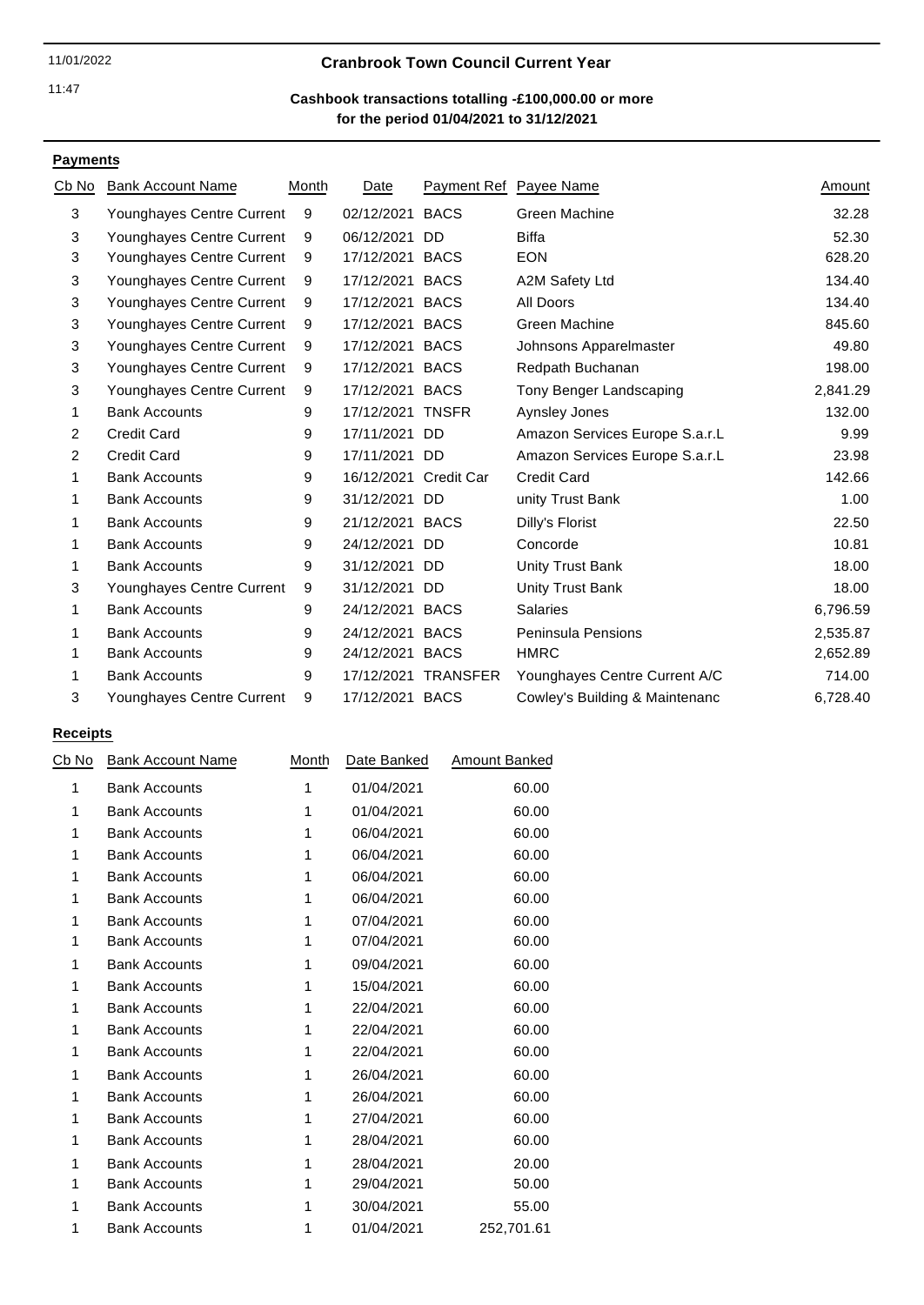## Cranbrook Town Council Current Year

**Cashbook transactions totalling -£100,000.00 or more for the period 01/04/2021 to 31/12/2021**

### Payments

| Cb No | Bank Account Name | Month | Date | Payment Ref | Payee Name | Amount |
|---|---|---|---|---|---|---|
| 3 | Younghayes Centre Current | 9 | 02/12/2021 | BACS | Green Machine | 32.28 |
| 3 | Younghayes Centre Current | 9 | 06/12/2021 | DD | Biffa | 52.30 |
| 3 | Younghayes Centre Current | 9 | 17/12/2021 | BACS | EON | 628.20 |
| 3 | Younghayes Centre Current | 9 | 17/12/2021 | BACS | A2M Safety Ltd | 134.40 |
| 3 | Younghayes Centre Current | 9 | 17/12/2021 | BACS | All Doors | 134.40 |
| 3 | Younghayes Centre Current | 9 | 17/12/2021 | BACS | Green Machine | 845.60 |
| 3 | Younghayes Centre Current | 9 | 17/12/2021 | BACS | Johnsons Apparelmaster | 49.80 |
| 3 | Younghayes Centre Current | 9 | 17/12/2021 | BACS | Redpath Buchanan | 198.00 |
| 3 | Younghayes Centre Current | 9 | 17/12/2021 | BACS | Tony Benger Landscaping | 2,841.29 |
| 1 | Bank Accounts | 9 | 17/12/2021 | TNSFR | Aynsley Jones | 132.00 |
| 2 | Credit Card | 9 | 17/11/2021 | DD | Amazon Services Europe S.a.r.L | 9.99 |
| 2 | Credit Card | 9 | 17/11/2021 | DD | Amazon Services Europe S.a.r.L | 23.98 |
| 1 | Bank Accounts | 9 | 16/12/2021 | Credit Car | Credit Card | 142.66 |
| 1 | Bank Accounts | 9 | 31/12/2021 | DD | unity Trust Bank | 1.00 |
| 1 | Bank Accounts | 9 | 21/12/2021 | BACS | Dilly's Florist | 22.50 |
| 1 | Bank Accounts | 9 | 24/12/2021 | DD | Concorde | 10.81 |
| 1 | Bank Accounts | 9 | 31/12/2021 | DD | Unity Trust Bank | 18.00 |
| 3 | Younghayes Centre Current | 9 | 31/12/2021 | DD | Unity Trust Bank | 18.00 |
| 1 | Bank Accounts | 9 | 24/12/2021 | BACS | Salaries | 6,796.59 |
| 1 | Bank Accounts | 9 | 24/12/2021 | BACS | Peninsula Pensions | 2,535.87 |
| 1 | Bank Accounts | 9 | 24/12/2021 | BACS | HMRC | 2,652.89 |
| 1 | Bank Accounts | 9 | 17/12/2021 | TRANSFER | Younghayes Centre Current A/C | 714.00 |
| 3 | Younghayes Centre Current | 9 | 17/12/2021 | BACS | Cowley's Building & Maintenanc | 6,728.40 |

### Receipts

| Cb No | Bank Account Name | Month | Date Banked | Amount Banked |
|---|---|---|---|---|
| 1 | Bank Accounts | 1 | 01/04/2021 | 60.00 |
| 1 | Bank Accounts | 1 | 01/04/2021 | 60.00 |
| 1 | Bank Accounts | 1 | 06/04/2021 | 60.00 |
| 1 | Bank Accounts | 1 | 06/04/2021 | 60.00 |
| 1 | Bank Accounts | 1 | 06/04/2021 | 60.00 |
| 1 | Bank Accounts | 1 | 06/04/2021 | 60.00 |
| 1 | Bank Accounts | 1 | 07/04/2021 | 60.00 |
| 1 | Bank Accounts | 1 | 07/04/2021 | 60.00 |
| 1 | Bank Accounts | 1 | 09/04/2021 | 60.00 |
| 1 | Bank Accounts | 1 | 15/04/2021 | 60.00 |
| 1 | Bank Accounts | 1 | 22/04/2021 | 60.00 |
| 1 | Bank Accounts | 1 | 22/04/2021 | 60.00 |
| 1 | Bank Accounts | 1 | 22/04/2021 | 60.00 |
| 1 | Bank Accounts | 1 | 26/04/2021 | 60.00 |
| 1 | Bank Accounts | 1 | 26/04/2021 | 60.00 |
| 1 | Bank Accounts | 1 | 27/04/2021 | 60.00 |
| 1 | Bank Accounts | 1 | 28/04/2021 | 60.00 |
| 1 | Bank Accounts | 1 | 28/04/2021 | 20.00 |
| 1 | Bank Accounts | 1 | 29/04/2021 | 50.00 |
| 1 | Bank Accounts | 1 | 30/04/2021 | 55.00 |
| 1 | Bank Accounts | 1 | 01/04/2021 | 252,701.61 |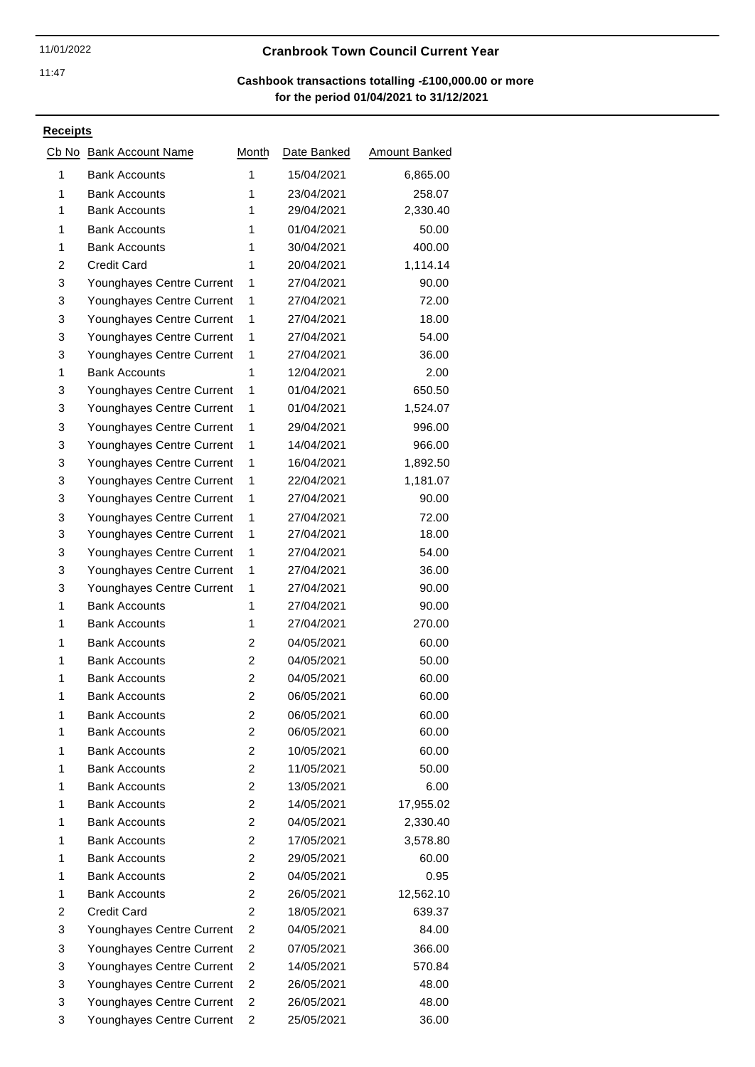11/01/2022

11:47

**Cranbrook Town Council Current Year**

**Cashbook transactions totalling -£100,000.00 or more**
**for the period 01/04/2021 to 31/12/2021**

**Receipts**

| Cb No | Bank Account Name | Month | Date Banked | Amount Banked |
|---|---|---|---|---|
| 1 | Bank Accounts | 1 | 15/04/2021 | 6,865.00 |
| 1 | Bank Accounts | 1 | 23/04/2021 | 258.07 |
| 1 | Bank Accounts | 1 | 29/04/2021 | 2,330.40 |
| 1 | Bank Accounts | 1 | 01/04/2021 | 50.00 |
| 1 | Bank Accounts | 1 | 30/04/2021 | 400.00 |
| 2 | Credit Card | 1 | 20/04/2021 | 1,114.14 |
| 3 | Younghayes Centre Current | 1 | 27/04/2021 | 90.00 |
| 3 | Younghayes Centre Current | 1 | 27/04/2021 | 72.00 |
| 3 | Younghayes Centre Current | 1 | 27/04/2021 | 18.00 |
| 3 | Younghayes Centre Current | 1 | 27/04/2021 | 54.00 |
| 3 | Younghayes Centre Current | 1 | 27/04/2021 | 36.00 |
| 1 | Bank Accounts | 1 | 12/04/2021 | 2.00 |
| 3 | Younghayes Centre Current | 1 | 01/04/2021 | 650.50 |
| 3 | Younghayes Centre Current | 1 | 01/04/2021 | 1,524.07 |
| 3 | Younghayes Centre Current | 1 | 29/04/2021 | 996.00 |
| 3 | Younghayes Centre Current | 1 | 14/04/2021 | 966.00 |
| 3 | Younghayes Centre Current | 1 | 16/04/2021 | 1,892.50 |
| 3 | Younghayes Centre Current | 1 | 22/04/2021 | 1,181.07 |
| 3 | Younghayes Centre Current | 1 | 27/04/2021 | 90.00 |
| 3 | Younghayes Centre Current | 1 | 27/04/2021 | 72.00 |
| 3 | Younghayes Centre Current | 1 | 27/04/2021 | 18.00 |
| 3 | Younghayes Centre Current | 1 | 27/04/2021 | 54.00 |
| 3 | Younghayes Centre Current | 1 | 27/04/2021 | 36.00 |
| 3 | Younghayes Centre Current | 1 | 27/04/2021 | 90.00 |
| 1 | Bank Accounts | 1 | 27/04/2021 | 90.00 |
| 1 | Bank Accounts | 1 | 27/04/2021 | 270.00 |
| 1 | Bank Accounts | 2 | 04/05/2021 | 60.00 |
| 1 | Bank Accounts | 2 | 04/05/2021 | 50.00 |
| 1 | Bank Accounts | 2 | 04/05/2021 | 60.00 |
| 1 | Bank Accounts | 2 | 06/05/2021 | 60.00 |
| 1 | Bank Accounts | 2 | 06/05/2021 | 60.00 |
| 1 | Bank Accounts | 2 | 06/05/2021 | 60.00 |
| 1 | Bank Accounts | 2 | 10/05/2021 | 60.00 |
| 1 | Bank Accounts | 2 | 11/05/2021 | 50.00 |
| 1 | Bank Accounts | 2 | 13/05/2021 | 6.00 |
| 1 | Bank Accounts | 2 | 14/05/2021 | 17,955.02 |
| 1 | Bank Accounts | 2 | 04/05/2021 | 2,330.40 |
| 1 | Bank Accounts | 2 | 17/05/2021 | 3,578.80 |
| 1 | Bank Accounts | 2 | 29/05/2021 | 60.00 |
| 1 | Bank Accounts | 2 | 04/05/2021 | 0.95 |
| 1 | Bank Accounts | 2 | 26/05/2021 | 12,562.10 |
| 2 | Credit Card | 2 | 18/05/2021 | 639.37 |
| 3 | Younghayes Centre Current | 2 | 04/05/2021 | 84.00 |
| 3 | Younghayes Centre Current | 2 | 07/05/2021 | 366.00 |
| 3 | Younghayes Centre Current | 2 | 14/05/2021 | 570.84 |
| 3 | Younghayes Centre Current | 2 | 26/05/2021 | 48.00 |
| 3 | Younghayes Centre Current | 2 | 26/05/2021 | 48.00 |
| 3 | Younghayes Centre Current | 2 | 25/05/2021 | 36.00 |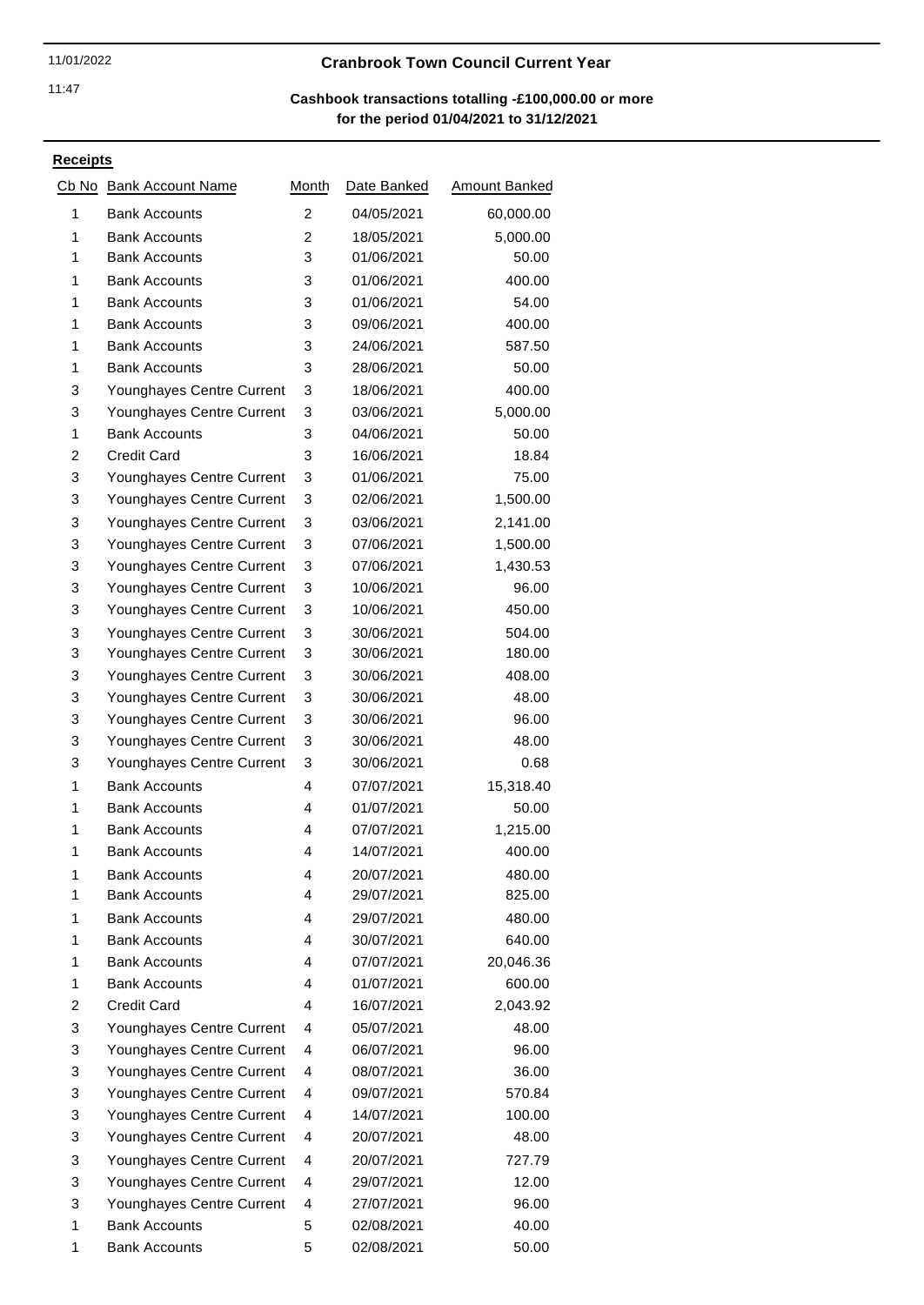11/01/2022

11:47

**Cranbrook Town Council Current Year**

**Cashbook transactions totalling -£100,000.00 or more for the period 01/04/2021 to 31/12/2021**

**Receipts**

| Cb No | Bank Account Name | Month | Date Banked | Amount Banked |
|---|---|---|---|---|
| 1 | Bank Accounts | 2 | 04/05/2021 | 60,000.00 |
| 1 | Bank Accounts | 2 | 18/05/2021 | 5,000.00 |
| 1 | Bank Accounts | 3 | 01/06/2021 | 50.00 |
| 1 | Bank Accounts | 3 | 01/06/2021 | 400.00 |
| 1 | Bank Accounts | 3 | 01/06/2021 | 54.00 |
| 1 | Bank Accounts | 3 | 09/06/2021 | 400.00 |
| 1 | Bank Accounts | 3 | 24/06/2021 | 587.50 |
| 1 | Bank Accounts | 3 | 28/06/2021 | 50.00 |
| 3 | Younghayes Centre Current | 3 | 18/06/2021 | 400.00 |
| 3 | Younghayes Centre Current | 3 | 03/06/2021 | 5,000.00 |
| 1 | Bank Accounts | 3 | 04/06/2021 | 50.00 |
| 2 | Credit Card | 3 | 16/06/2021 | 18.84 |
| 3 | Younghayes Centre Current | 3 | 01/06/2021 | 75.00 |
| 3 | Younghayes Centre Current | 3 | 02/06/2021 | 1,500.00 |
| 3 | Younghayes Centre Current | 3 | 03/06/2021 | 2,141.00 |
| 3 | Younghayes Centre Current | 3 | 07/06/2021 | 1,500.00 |
| 3 | Younghayes Centre Current | 3 | 07/06/2021 | 1,430.53 |
| 3 | Younghayes Centre Current | 3 | 10/06/2021 | 96.00 |
| 3 | Younghayes Centre Current | 3 | 10/06/2021 | 450.00 |
| 3 | Younghayes Centre Current | 3 | 30/06/2021 | 504.00 |
| 3 | Younghayes Centre Current | 3 | 30/06/2021 | 180.00 |
| 3 | Younghayes Centre Current | 3 | 30/06/2021 | 408.00 |
| 3 | Younghayes Centre Current | 3 | 30/06/2021 | 48.00 |
| 3 | Younghayes Centre Current | 3 | 30/06/2021 | 96.00 |
| 3 | Younghayes Centre Current | 3 | 30/06/2021 | 48.00 |
| 3 | Younghayes Centre Current | 3 | 30/06/2021 | 0.68 |
| 1 | Bank Accounts | 4 | 07/07/2021 | 15,318.40 |
| 1 | Bank Accounts | 4 | 01/07/2021 | 50.00 |
| 1 | Bank Accounts | 4 | 07/07/2021 | 1,215.00 |
| 1 | Bank Accounts | 4 | 14/07/2021 | 400.00 |
| 1 | Bank Accounts | 4 | 20/07/2021 | 480.00 |
| 1 | Bank Accounts | 4 | 29/07/2021 | 825.00 |
| 1 | Bank Accounts | 4 | 29/07/2021 | 480.00 |
| 1 | Bank Accounts | 4 | 30/07/2021 | 640.00 |
| 1 | Bank Accounts | 4 | 07/07/2021 | 20,046.36 |
| 1 | Bank Accounts | 4 | 01/07/2021 | 600.00 |
| 2 | Credit Card | 4 | 16/07/2021 | 2,043.92 |
| 3 | Younghayes Centre Current | 4 | 05/07/2021 | 48.00 |
| 3 | Younghayes Centre Current | 4 | 06/07/2021 | 96.00 |
| 3 | Younghayes Centre Current | 4 | 08/07/2021 | 36.00 |
| 3 | Younghayes Centre Current | 4 | 09/07/2021 | 570.84 |
| 3 | Younghayes Centre Current | 4 | 14/07/2021 | 100.00 |
| 3 | Younghayes Centre Current | 4 | 20/07/2021 | 48.00 |
| 3 | Younghayes Centre Current | 4 | 20/07/2021 | 727.79 |
| 3 | Younghayes Centre Current | 4 | 29/07/2021 | 12.00 |
| 3 | Younghayes Centre Current | 4 | 27/07/2021 | 96.00 |
| 1 | Bank Accounts | 5 | 02/08/2021 | 40.00 |
| 1 | Bank Accounts | 5 | 02/08/2021 | 50.00 |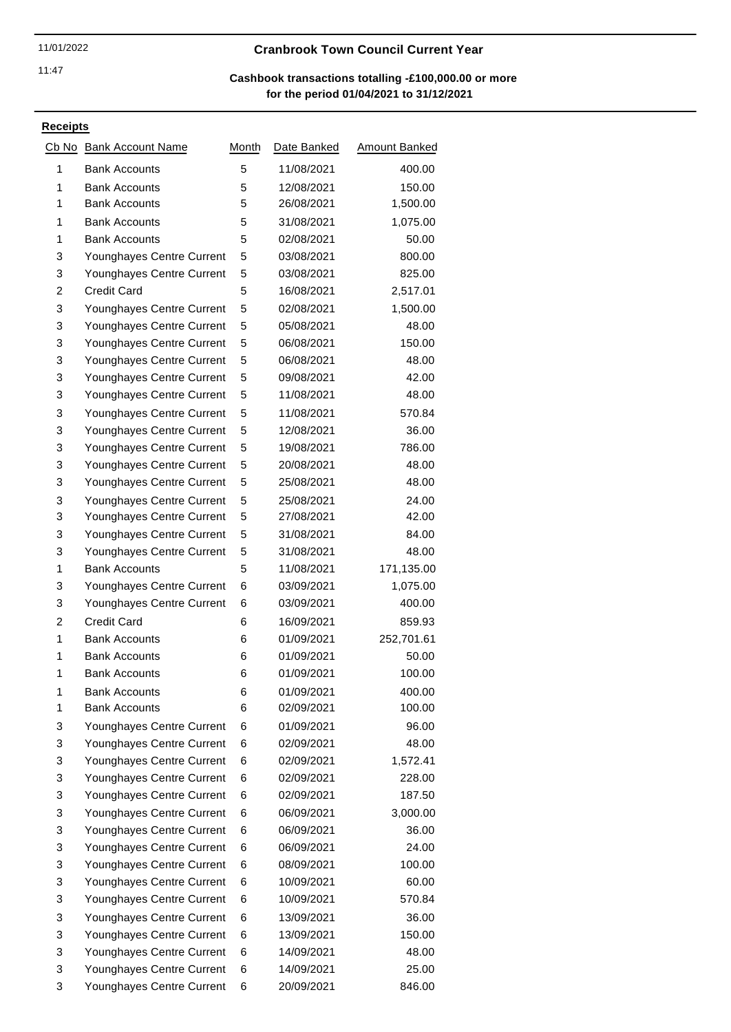# Cranbrook Town Council Current Year

## Cashbook transactions totalling -£100,000.00 or more for the period 01/04/2021 to 31/12/2021

11/01/2022
11:47

**Receipts**

| Cb No | Bank Account Name | Month | Date Banked | Amount Banked |
|---|---|---|---|---|
| 1 | Bank Accounts | 5 | 11/08/2021 | 400.00 |
| 1 | Bank Accounts | 5 | 12/08/2021 | 150.00 |
| 1 | Bank Accounts | 5 | 26/08/2021 | 1,500.00 |
| 1 | Bank Accounts | 5 | 31/08/2021 | 1,075.00 |
| 1 | Bank Accounts | 5 | 02/08/2021 | 50.00 |
| 3 | Younghayes Centre Current | 5 | 03/08/2021 | 800.00 |
| 3 | Younghayes Centre Current | 5 | 03/08/2021 | 825.00 |
| 2 | Credit Card | 5 | 16/08/2021 | 2,517.01 |
| 3 | Younghayes Centre Current | 5 | 02/08/2021 | 1,500.00 |
| 3 | Younghayes Centre Current | 5 | 05/08/2021 | 48.00 |
| 3 | Younghayes Centre Current | 5 | 06/08/2021 | 150.00 |
| 3 | Younghayes Centre Current | 5 | 06/08/2021 | 48.00 |
| 3 | Younghayes Centre Current | 5 | 09/08/2021 | 42.00 |
| 3 | Younghayes Centre Current | 5 | 11/08/2021 | 48.00 |
| 3 | Younghayes Centre Current | 5 | 11/08/2021 | 570.84 |
| 3 | Younghayes Centre Current | 5 | 12/08/2021 | 36.00 |
| 3 | Younghayes Centre Current | 5 | 19/08/2021 | 786.00 |
| 3 | Younghayes Centre Current | 5 | 20/08/2021 | 48.00 |
| 3 | Younghayes Centre Current | 5 | 25/08/2021 | 48.00 |
| 3 | Younghayes Centre Current | 5 | 25/08/2021 | 24.00 |
| 3 | Younghayes Centre Current | 5 | 27/08/2021 | 42.00 |
| 3 | Younghayes Centre Current | 5 | 31/08/2021 | 84.00 |
| 3 | Younghayes Centre Current | 5 | 31/08/2021 | 48.00 |
| 1 | Bank Accounts | 5 | 11/08/2021 | 171,135.00 |
| 3 | Younghayes Centre Current | 6 | 03/09/2021 | 1,075.00 |
| 3 | Younghayes Centre Current | 6 | 03/09/2021 | 400.00 |
| 2 | Credit Card | 6 | 16/09/2021 | 859.93 |
| 1 | Bank Accounts | 6 | 01/09/2021 | 252,701.61 |
| 1 | Bank Accounts | 6 | 01/09/2021 | 50.00 |
| 1 | Bank Accounts | 6 | 01/09/2021 | 100.00 |
| 1 | Bank Accounts | 6 | 01/09/2021 | 400.00 |
| 1 | Bank Accounts | 6 | 02/09/2021 | 100.00 |
| 3 | Younghayes Centre Current | 6 | 01/09/2021 | 96.00 |
| 3 | Younghayes Centre Current | 6 | 02/09/2021 | 48.00 |
| 3 | Younghayes Centre Current | 6 | 02/09/2021 | 1,572.41 |
| 3 | Younghayes Centre Current | 6 | 02/09/2021 | 228.00 |
| 3 | Younghayes Centre Current | 6 | 02/09/2021 | 187.50 |
| 3 | Younghayes Centre Current | 6 | 06/09/2021 | 3,000.00 |
| 3 | Younghayes Centre Current | 6 | 06/09/2021 | 36.00 |
| 3 | Younghayes Centre Current | 6 | 06/09/2021 | 24.00 |
| 3 | Younghayes Centre Current | 6 | 08/09/2021 | 100.00 |
| 3 | Younghayes Centre Current | 6 | 10/09/2021 | 60.00 |
| 3 | Younghayes Centre Current | 6 | 10/09/2021 | 570.84 |
| 3 | Younghayes Centre Current | 6 | 13/09/2021 | 36.00 |
| 3 | Younghayes Centre Current | 6 | 13/09/2021 | 150.00 |
| 3 | Younghayes Centre Current | 6 | 14/09/2021 | 48.00 |
| 3 | Younghayes Centre Current | 6 | 14/09/2021 | 25.00 |
| 3 | Younghayes Centre Current | 6 | 20/09/2021 | 846.00 |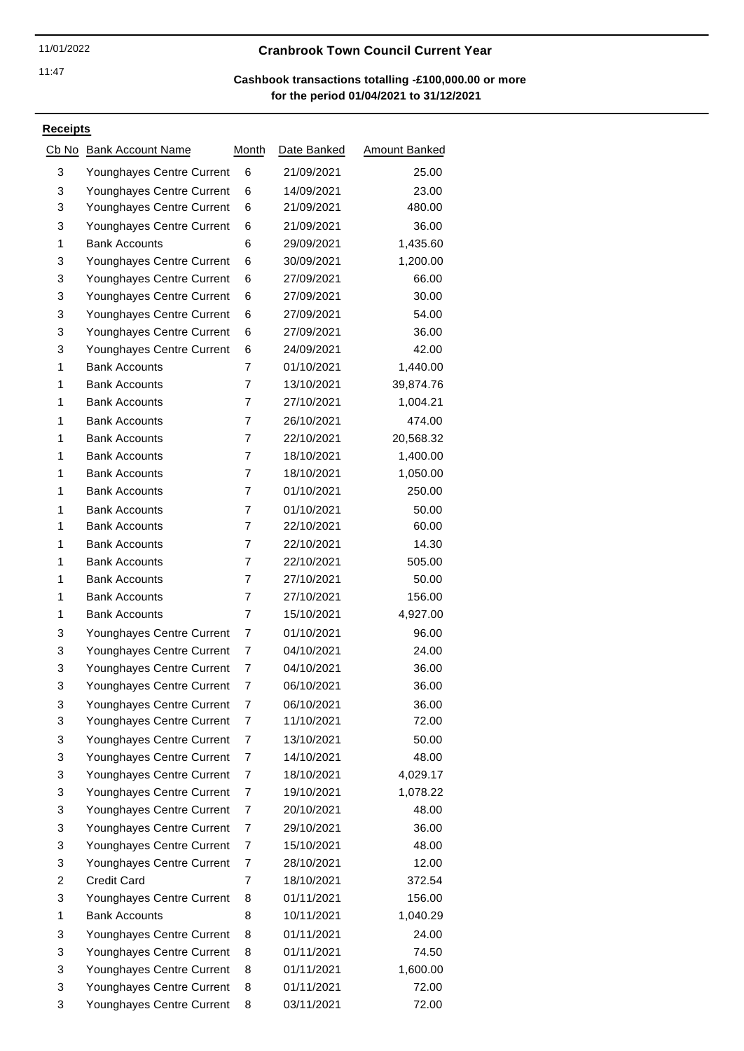11/01/2022

11:47

# Cranbrook Town Council Current Year

**Cashbook transactions totalling -£100,000.00 or more for the period 01/04/2021 to 31/12/2021**

**Receipts**

| Cb No | Bank Account Name | Month | Date Banked | Amount Banked |
|---|---|---|---|---|
| 3 | Younghayes Centre Current | 6 | 21/09/2021 | 25.00 |
| 3 | Younghayes Centre Current | 6 | 14/09/2021 | 23.00 |
| 3 | Younghayes Centre Current | 6 | 21/09/2021 | 480.00 |
| 3 | Younghayes Centre Current | 6 | 21/09/2021 | 36.00 |
| 1 | Bank Accounts | 6 | 29/09/2021 | 1,435.60 |
| 3 | Younghayes Centre Current | 6 | 30/09/2021 | 1,200.00 |
| 3 | Younghayes Centre Current | 6 | 27/09/2021 | 66.00 |
| 3 | Younghayes Centre Current | 6 | 27/09/2021 | 30.00 |
| 3 | Younghayes Centre Current | 6 | 27/09/2021 | 54.00 |
| 3 | Younghayes Centre Current | 6 | 27/09/2021 | 36.00 |
| 3 | Younghayes Centre Current | 6 | 24/09/2021 | 42.00 |
| 1 | Bank Accounts | 7 | 01/10/2021 | 1,440.00 |
| 1 | Bank Accounts | 7 | 13/10/2021 | 39,874.76 |
| 1 | Bank Accounts | 7 | 27/10/2021 | 1,004.21 |
| 1 | Bank Accounts | 7 | 26/10/2021 | 474.00 |
| 1 | Bank Accounts | 7 | 22/10/2021 | 20,568.32 |
| 1 | Bank Accounts | 7 | 18/10/2021 | 1,400.00 |
| 1 | Bank Accounts | 7 | 18/10/2021 | 1,050.00 |
| 1 | Bank Accounts | 7 | 01/10/2021 | 250.00 |
| 1 | Bank Accounts | 7 | 01/10/2021 | 50.00 |
| 1 | Bank Accounts | 7 | 22/10/2021 | 60.00 |
| 1 | Bank Accounts | 7 | 22/10/2021 | 14.30 |
| 1 | Bank Accounts | 7 | 22/10/2021 | 505.00 |
| 1 | Bank Accounts | 7 | 27/10/2021 | 50.00 |
| 1 | Bank Accounts | 7 | 27/10/2021 | 156.00 |
| 1 | Bank Accounts | 7 | 15/10/2021 | 4,927.00 |
| 3 | Younghayes Centre Current | 7 | 01/10/2021 | 96.00 |
| 3 | Younghayes Centre Current | 7 | 04/10/2021 | 24.00 |
| 3 | Younghayes Centre Current | 7 | 04/10/2021 | 36.00 |
| 3 | Younghayes Centre Current | 7 | 06/10/2021 | 36.00 |
| 3 | Younghayes Centre Current | 7 | 06/10/2021 | 36.00 |
| 3 | Younghayes Centre Current | 7 | 11/10/2021 | 72.00 |
| 3 | Younghayes Centre Current | 7 | 13/10/2021 | 50.00 |
| 3 | Younghayes Centre Current | 7 | 14/10/2021 | 48.00 |
| 3 | Younghayes Centre Current | 7 | 18/10/2021 | 4,029.17 |
| 3 | Younghayes Centre Current | 7 | 19/10/2021 | 1,078.22 |
| 3 | Younghayes Centre Current | 7 | 20/10/2021 | 48.00 |
| 3 | Younghayes Centre Current | 7 | 29/10/2021 | 36.00 |
| 3 | Younghayes Centre Current | 7 | 15/10/2021 | 48.00 |
| 3 | Younghayes Centre Current | 7 | 28/10/2021 | 12.00 |
| 2 | Credit Card | 7 | 18/10/2021 | 372.54 |
| 3 | Younghayes Centre Current | 8 | 01/11/2021 | 156.00 |
| 1 | Bank Accounts | 8 | 10/11/2021 | 1,040.29 |
| 3 | Younghayes Centre Current | 8 | 01/11/2021 | 24.00 |
| 3 | Younghayes Centre Current | 8 | 01/11/2021 | 74.50 |
| 3 | Younghayes Centre Current | 8 | 01/11/2021 | 1,600.00 |
| 3 | Younghayes Centre Current | 8 | 01/11/2021 | 72.00 |
| 3 | Younghayes Centre Current | 8 | 03/11/2021 | 72.00 |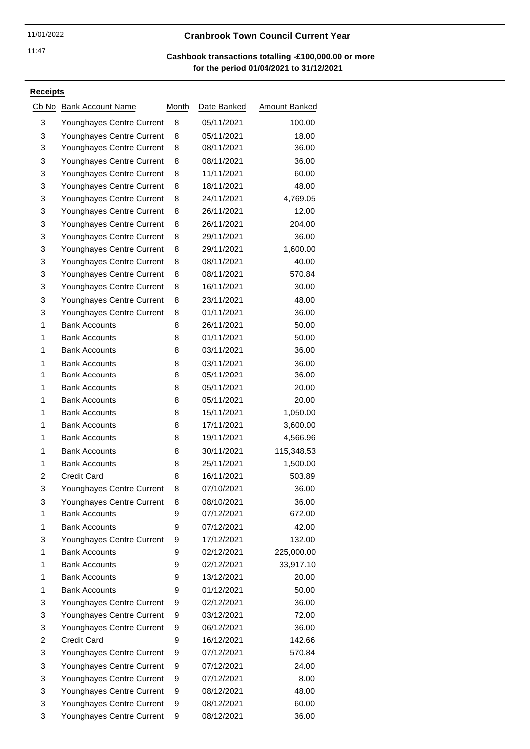# Cranbrook Town Council Current Year

## Cashbook transactions totalling -£100,000.00 or more for the period 01/04/2021 to 31/12/2021

### Receipts

| Cb No | Bank Account Name | Month | Date Banked | Amount Banked |
|---|---|---|---|---|
| 3 | Younghayes Centre Current | 8 | 05/11/2021 | 100.00 |
| 3 | Younghayes Centre Current | 8 | 05/11/2021 | 18.00 |
| 3 | Younghayes Centre Current | 8 | 08/11/2021 | 36.00 |
| 3 | Younghayes Centre Current | 8 | 08/11/2021 | 36.00 |
| 3 | Younghayes Centre Current | 8 | 11/11/2021 | 60.00 |
| 3 | Younghayes Centre Current | 8 | 18/11/2021 | 48.00 |
| 3 | Younghayes Centre Current | 8 | 24/11/2021 | 4,769.05 |
| 3 | Younghayes Centre Current | 8 | 26/11/2021 | 12.00 |
| 3 | Younghayes Centre Current | 8 | 26/11/2021 | 204.00 |
| 3 | Younghayes Centre Current | 8 | 29/11/2021 | 36.00 |
| 3 | Younghayes Centre Current | 8 | 29/11/2021 | 1,600.00 |
| 3 | Younghayes Centre Current | 8 | 08/11/2021 | 40.00 |
| 3 | Younghayes Centre Current | 8 | 08/11/2021 | 570.84 |
| 3 | Younghayes Centre Current | 8 | 16/11/2021 | 30.00 |
| 3 | Younghayes Centre Current | 8 | 23/11/2021 | 48.00 |
| 3 | Younghayes Centre Current | 8 | 01/11/2021 | 36.00 |
| 1 | Bank Accounts | 8 | 26/11/2021 | 50.00 |
| 1 | Bank Accounts | 8 | 01/11/2021 | 50.00 |
| 1 | Bank Accounts | 8 | 03/11/2021 | 36.00 |
| 1 | Bank Accounts | 8 | 03/11/2021 | 36.00 |
| 1 | Bank Accounts | 8 | 05/11/2021 | 36.00 |
| 1 | Bank Accounts | 8 | 05/11/2021 | 20.00 |
| 1 | Bank Accounts | 8 | 05/11/2021 | 20.00 |
| 1 | Bank Accounts | 8 | 15/11/2021 | 1,050.00 |
| 1 | Bank Accounts | 8 | 17/11/2021 | 3,600.00 |
| 1 | Bank Accounts | 8 | 19/11/2021 | 4,566.96 |
| 1 | Bank Accounts | 8 | 30/11/2021 | 115,348.53 |
| 1 | Bank Accounts | 8 | 25/11/2021 | 1,500.00 |
| 2 | Credit Card | 8 | 16/11/2021 | 503.89 |
| 3 | Younghayes Centre Current | 8 | 07/10/2021 | 36.00 |
| 3 | Younghayes Centre Current | 8 | 08/10/2021 | 36.00 |
| 1 | Bank Accounts | 9 | 07/12/2021 | 672.00 |
| 1 | Bank Accounts | 9 | 07/12/2021 | 42.00 |
| 3 | Younghayes Centre Current | 9 | 17/12/2021 | 132.00 |
| 1 | Bank Accounts | 9 | 02/12/2021 | 225,000.00 |
| 1 | Bank Accounts | 9 | 02/12/2021 | 33,917.10 |
| 1 | Bank Accounts | 9 | 13/12/2021 | 20.00 |
| 1 | Bank Accounts | 9 | 01/12/2021 | 50.00 |
| 3 | Younghayes Centre Current | 9 | 02/12/2021 | 36.00 |
| 3 | Younghayes Centre Current | 9 | 03/12/2021 | 72.00 |
| 3 | Younghayes Centre Current | 9 | 06/12/2021 | 36.00 |
| 2 | Credit Card | 9 | 16/12/2021 | 142.66 |
| 3 | Younghayes Centre Current | 9 | 07/12/2021 | 570.84 |
| 3 | Younghayes Centre Current | 9 | 07/12/2021 | 24.00 |
| 3 | Younghayes Centre Current | 9 | 07/12/2021 | 8.00 |
| 3 | Younghayes Centre Current | 9 | 08/12/2021 | 48.00 |
| 3 | Younghayes Centre Current | 9 | 08/12/2021 | 60.00 |
| 3 | Younghayes Centre Current | 9 | 08/12/2021 | 36.00 |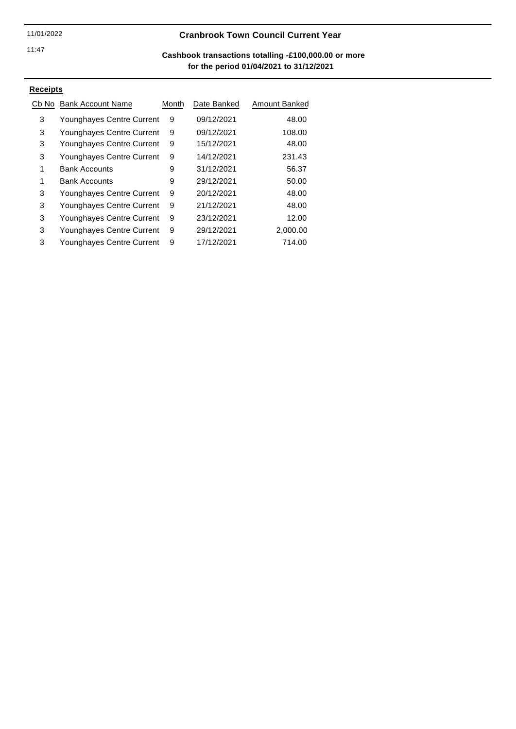**Receipts**

| Cb No | Bank Account Name | Month | Date Banked | Amount Banked |
|---|---|---|---|---|
| 3 | Younghayes Centre Current | 9 | 09/12/2021 | 48.00 |
| 3 | Younghayes Centre Current | 9 | 09/12/2021 | 108.00 |
| 3 | Younghayes Centre Current | 9 | 15/12/2021 | 48.00 |
| 3 | Younghayes Centre Current | 9 | 14/12/2021 | 231.43 |
| 1 | Bank Accounts | 9 | 31/12/2021 | 56.37 |
| 1 | Bank Accounts | 9 | 29/12/2021 | 50.00 |
| 3 | Younghayes Centre Current | 9 | 20/12/2021 | 48.00 |
| 3 | Younghayes Centre Current | 9 | 21/12/2021 | 48.00 |
| 3 | Younghayes Centre Current | 9 | 23/12/2021 | 12.00 |
| 3 | Younghayes Centre Current | 9 | 29/12/2021 | 2,000.00 |
| 3 | Younghayes Centre Current | 9 | 17/12/2021 | 714.00 |